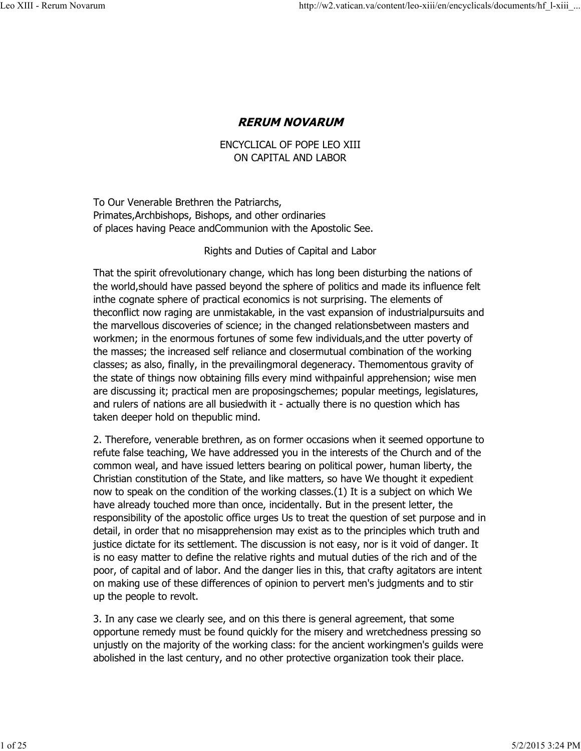# *RERUM NOVARUM*

ENCYCLICAL OF POPE LEO XIII
ON CAPITAL AND LABOR

To Our Venerable Brethren the Patriarchs,
Primates,Archbishops, Bishops, and other ordinaries
of places having Peace andCommunion with the Apostolic See.

Rights and Duties of Capital and Labor

That the spirit ofrevolutionary change, which has long been disturbing the nations of the world,should have passed beyond the sphere of politics and made its influence felt inthe cognate sphere of practical economics is not surprising. The elements of theconflict now raging are unmistakable, in the vast expansion of industrialpursuits and the marvellous discoveries of science; in the changed relationsbetween masters and workmen; in the enormous fortunes of some few individuals,and the utter poverty of the masses; the increased self reliance and closermutual combination of the working classes; as also, finally, in the prevailingmoral degeneracy. Themomentous gravity of the state of things now obtaining fills every mind withpainful apprehension; wise men are discussing it; practical men are proposingschemes; popular meetings, legislatures, and rulers of nations are all busiedwith it - actually there is no question which has taken deeper hold on thepublic mind.

2. Therefore, venerable brethren, as on former occasions when it seemed opportune to refute false teaching, We have addressed you in the interests of the Church and of the common weal, and have issued letters bearing on political power, human liberty, the Christian constitution of the State, and like matters, so have We thought it expedient now to speak on the condition of the working classes.(1) It is a subject on which We have already touched more than once, incidentally. But in the present letter, the responsibility of the apostolic office urges Us to treat the question of set purpose and in detail, in order that no misapprehension may exist as to the principles which truth and justice dictate for its settlement. The discussion is not easy, nor is it void of danger. It is no easy matter to define the relative rights and mutual duties of the rich and of the poor, of capital and of labor. And the danger lies in this, that crafty agitators are intent on making use of these differences of opinion to pervert men's judgments and to stir up the people to revolt.

3. In any case we clearly see, and on this there is general agreement, that some opportune remedy must be found quickly for the misery and wretchedness pressing so unjustly on the majority of the working class: for the ancient workingmen's guilds were abolished in the last century, and no other protective organization took their place.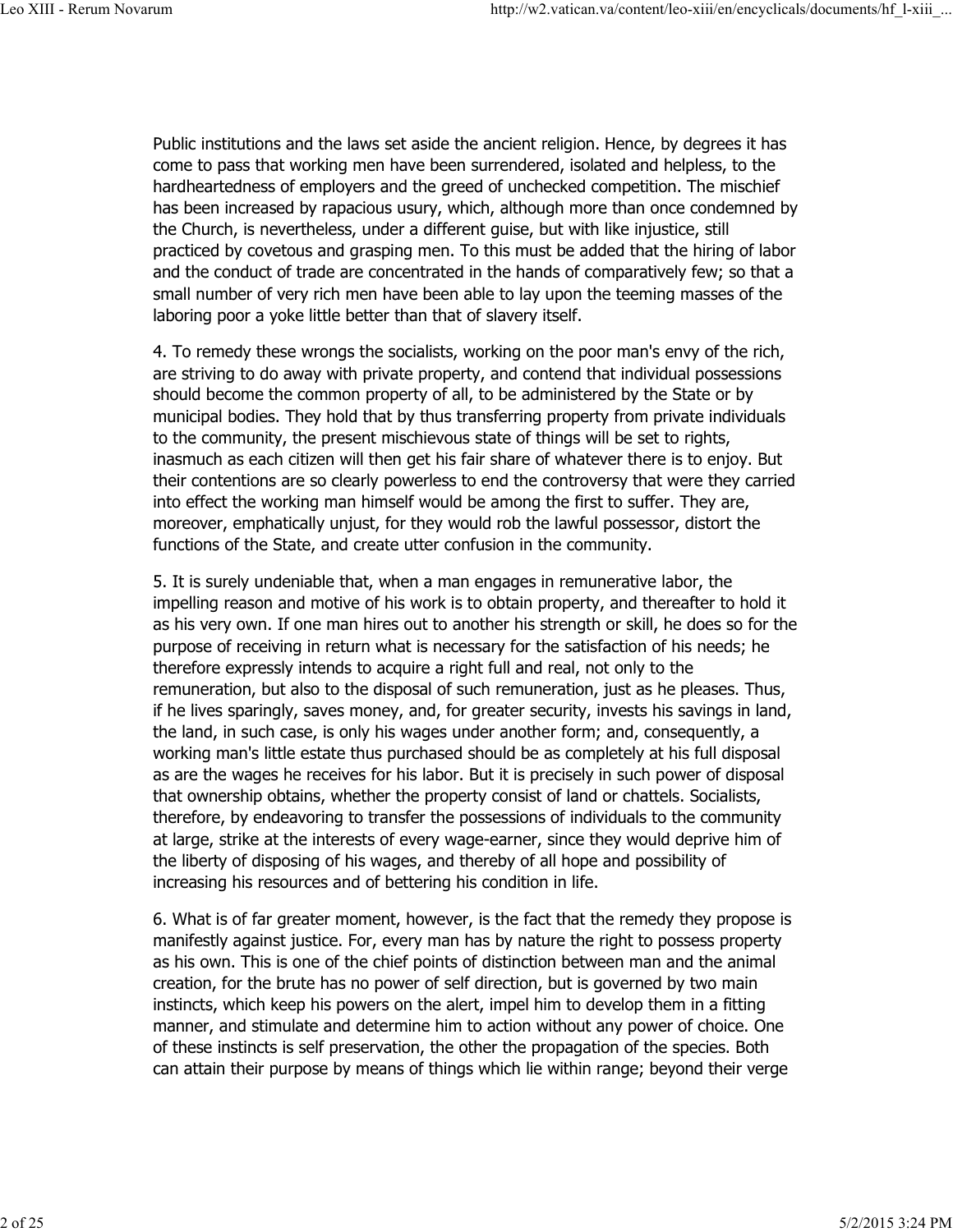Public institutions and the laws set aside the ancient religion. Hence, by degrees it has come to pass that working men have been surrendered, isolated and helpless, to the hardheartedness of employers and the greed of unchecked competition. The mischief has been increased by rapacious usury, which, although more than once condemned by the Church, is nevertheless, under a different guise, but with like injustice, still practiced by covetous and grasping men. To this must be added that the hiring of labor and the conduct of trade are concentrated in the hands of comparatively few; so that a small number of very rich men have been able to lay upon the teeming masses of the laboring poor a yoke little better than that of slavery itself.

4. To remedy these wrongs the socialists, working on the poor man's envy of the rich, are striving to do away with private property, and contend that individual possessions should become the common property of all, to be administered by the State or by municipal bodies. They hold that by thus transferring property from private individuals to the community, the present mischievous state of things will be set to rights, inasmuch as each citizen will then get his fair share of whatever there is to enjoy. But their contentions are so clearly powerless to end the controversy that were they carried into effect the working man himself would be among the first to suffer. They are, moreover, emphatically unjust, for they would rob the lawful possessor, distort the functions of the State, and create utter confusion in the community.

5. It is surely undeniable that, when a man engages in remunerative labor, the impelling reason and motive of his work is to obtain property, and thereafter to hold it as his very own. If one man hires out to another his strength or skill, he does so for the purpose of receiving in return what is necessary for the satisfaction of his needs; he therefore expressly intends to acquire a right full and real, not only to the remuneration, but also to the disposal of such remuneration, just as he pleases. Thus, if he lives sparingly, saves money, and, for greater security, invests his savings in land, the land, in such case, is only his wages under another form; and, consequently, a working man's little estate thus purchased should be as completely at his full disposal as are the wages he receives for his labor. But it is precisely in such power of disposal that ownership obtains, whether the property consist of land or chattels. Socialists, therefore, by endeavoring to transfer the possessions of individuals to the community at large, strike at the interests of every wage-earner, since they would deprive him of the liberty of disposing of his wages, and thereby of all hope and possibility of increasing his resources and of bettering his condition in life.

6. What is of far greater moment, however, is the fact that the remedy they propose is manifestly against justice. For, every man has by nature the right to possess property as his own. This is one of the chief points of distinction between man and the animal creation, for the brute has no power of self direction, but is governed by two main instincts, which keep his powers on the alert, impel him to develop them in a fitting manner, and stimulate and determine him to action without any power of choice. One of these instincts is self preservation, the other the propagation of the species. Both can attain their purpose by means of things which lie within range; beyond their verge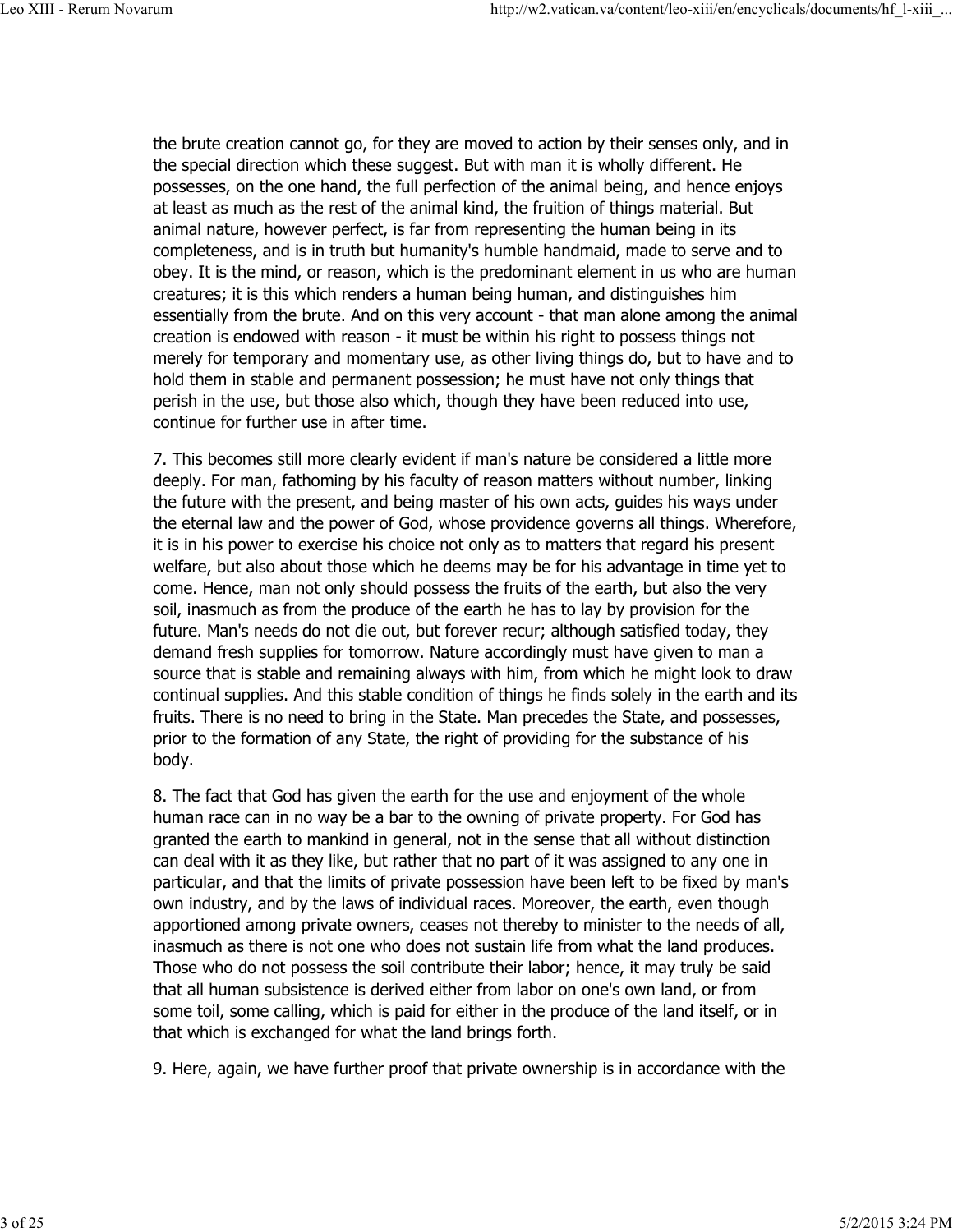the brute creation cannot go, for they are moved to action by their senses only, and in the special direction which these suggest. But with man it is wholly different. He possesses, on the one hand, the full perfection of the animal being, and hence enjoys at least as much as the rest of the animal kind, the fruition of things material. But animal nature, however perfect, is far from representing the human being in its completeness, and is in truth but humanity's humble handmaid, made to serve and to obey. It is the mind, or reason, which is the predominant element in us who are human creatures; it is this which renders a human being human, and distinguishes him essentially from the brute. And on this very account - that man alone among the animal creation is endowed with reason - it must be within his right to possess things not merely for temporary and momentary use, as other living things do, but to have and to hold them in stable and permanent possession; he must have not only things that perish in the use, but those also which, though they have been reduced into use, continue for further use in after time.

7. This becomes still more clearly evident if man's nature be considered a little more deeply. For man, fathoming by his faculty of reason matters without number, linking the future with the present, and being master of his own acts, guides his ways under the eternal law and the power of God, whose providence governs all things. Wherefore, it is in his power to exercise his choice not only as to matters that regard his present welfare, but also about those which he deems may be for his advantage in time yet to come. Hence, man not only should possess the fruits of the earth, but also the very soil, inasmuch as from the produce of the earth he has to lay by provision for the future. Man's needs do not die out, but forever recur; although satisfied today, they demand fresh supplies for tomorrow. Nature accordingly must have given to man a source that is stable and remaining always with him, from which he might look to draw continual supplies. And this stable condition of things he finds solely in the earth and its fruits. There is no need to bring in the State. Man precedes the State, and possesses, prior to the formation of any State, the right of providing for the substance of his body.

8. The fact that God has given the earth for the use and enjoyment of the whole human race can in no way be a bar to the owning of private property. For God has granted the earth to mankind in general, not in the sense that all without distinction can deal with it as they like, but rather that no part of it was assigned to any one in particular, and that the limits of private possession have been left to be fixed by man's own industry, and by the laws of individual races. Moreover, the earth, even though apportioned among private owners, ceases not thereby to minister to the needs of all, inasmuch as there is not one who does not sustain life from what the land produces. Those who do not possess the soil contribute their labor; hence, it may truly be said that all human subsistence is derived either from labor on one's own land, or from some toil, some calling, which is paid for either in the produce of the land itself, or in that which is exchanged for what the land brings forth.

9. Here, again, we have further proof that private ownership is in accordance with the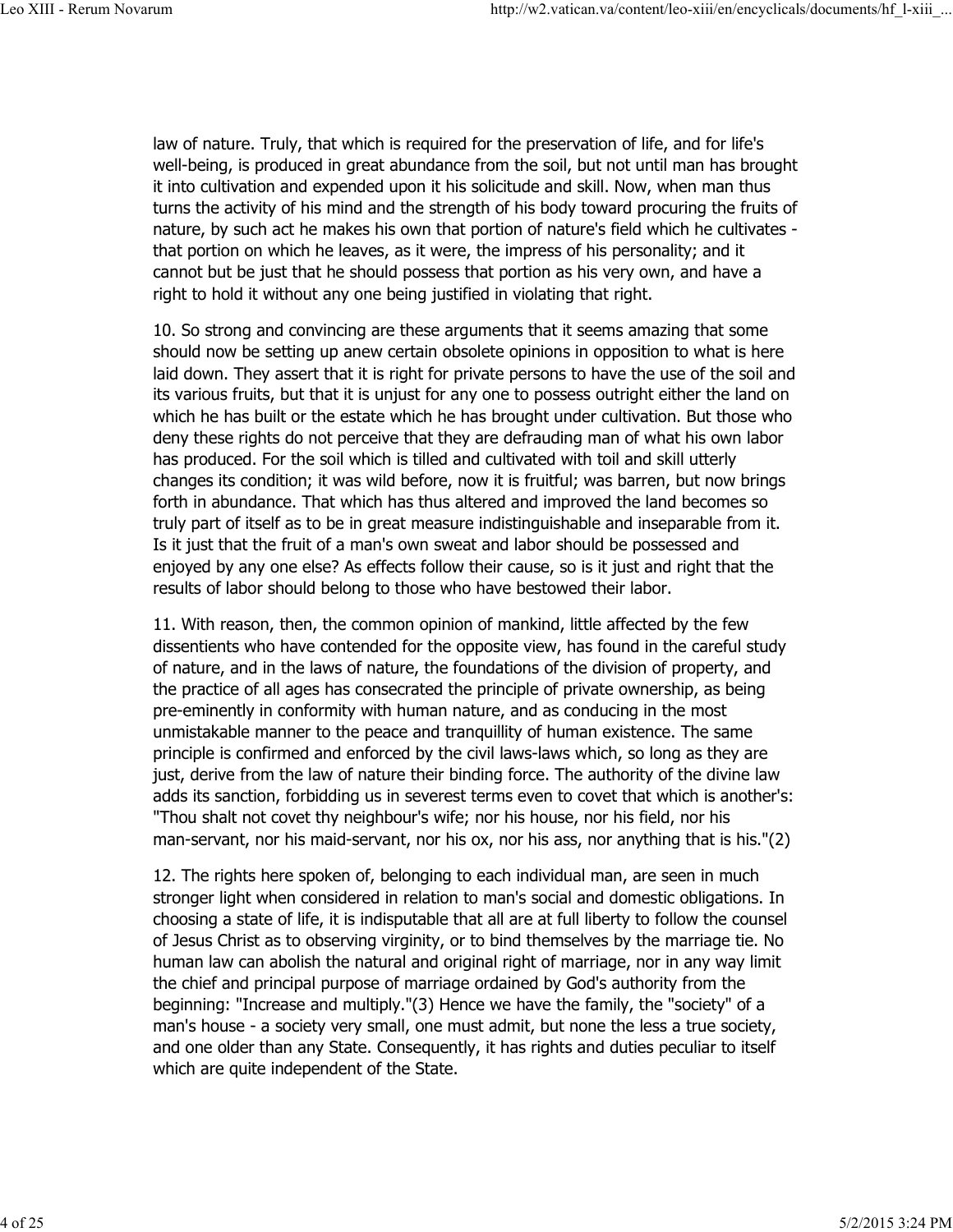law of nature. Truly, that which is required for the preservation of life, and for life's well-being, is produced in great abundance from the soil, but not until man has brought it into cultivation and expended upon it his solicitude and skill. Now, when man thus turns the activity of his mind and the strength of his body toward procuring the fruits of nature, by such act he makes his own that portion of nature's field which he cultivates - that portion on which he leaves, as it were, the impress of his personality; and it cannot but be just that he should possess that portion as his very own, and have a right to hold it without any one being justified in violating that right.

10. So strong and convincing are these arguments that it seems amazing that some should now be setting up anew certain obsolete opinions in opposition to what is here laid down. They assert that it is right for private persons to have the use of the soil and its various fruits, but that it is unjust for any one to possess outright either the land on which he has built or the estate which he has brought under cultivation. But those who deny these rights do not perceive that they are defrauding man of what his own labor has produced. For the soil which is tilled and cultivated with toil and skill utterly changes its condition; it was wild before, now it is fruitful; was barren, but now brings forth in abundance. That which has thus altered and improved the land becomes so truly part of itself as to be in great measure indistinguishable and inseparable from it. Is it just that the fruit of a man's own sweat and labor should be possessed and enjoyed by any one else? As effects follow their cause, so is it just and right that the results of labor should belong to those who have bestowed their labor.

11. With reason, then, the common opinion of mankind, little affected by the few dissentients who have contended for the opposite view, has found in the careful study of nature, and in the laws of nature, the foundations of the division of property, and the practice of all ages has consecrated the principle of private ownership, as being pre-eminently in conformity with human nature, and as conducing in the most unmistakable manner to the peace and tranquillity of human existence. The same principle is confirmed and enforced by the civil laws-laws which, so long as they are just, derive from the law of nature their binding force. The authority of the divine law adds its sanction, forbidding us in severest terms even to covet that which is another's: "Thou shalt not covet thy neighbour's wife; nor his house, nor his field, nor his man-servant, nor his maid-servant, nor his ox, nor his ass, nor anything that is his."(2)

12. The rights here spoken of, belonging to each individual man, are seen in much stronger light when considered in relation to man's social and domestic obligations. In choosing a state of life, it is indisputable that all are at full liberty to follow the counsel of Jesus Christ as to observing virginity, or to bind themselves by the marriage tie. No human law can abolish the natural and original right of marriage, nor in any way limit the chief and principal purpose of marriage ordained by God's authority from the beginning: "Increase and multiply."(3) Hence we have the family, the "society" of a man's house - a society very small, one must admit, but none the less a true society, and one older than any State. Consequently, it has rights and duties peculiar to itself which are quite independent of the State.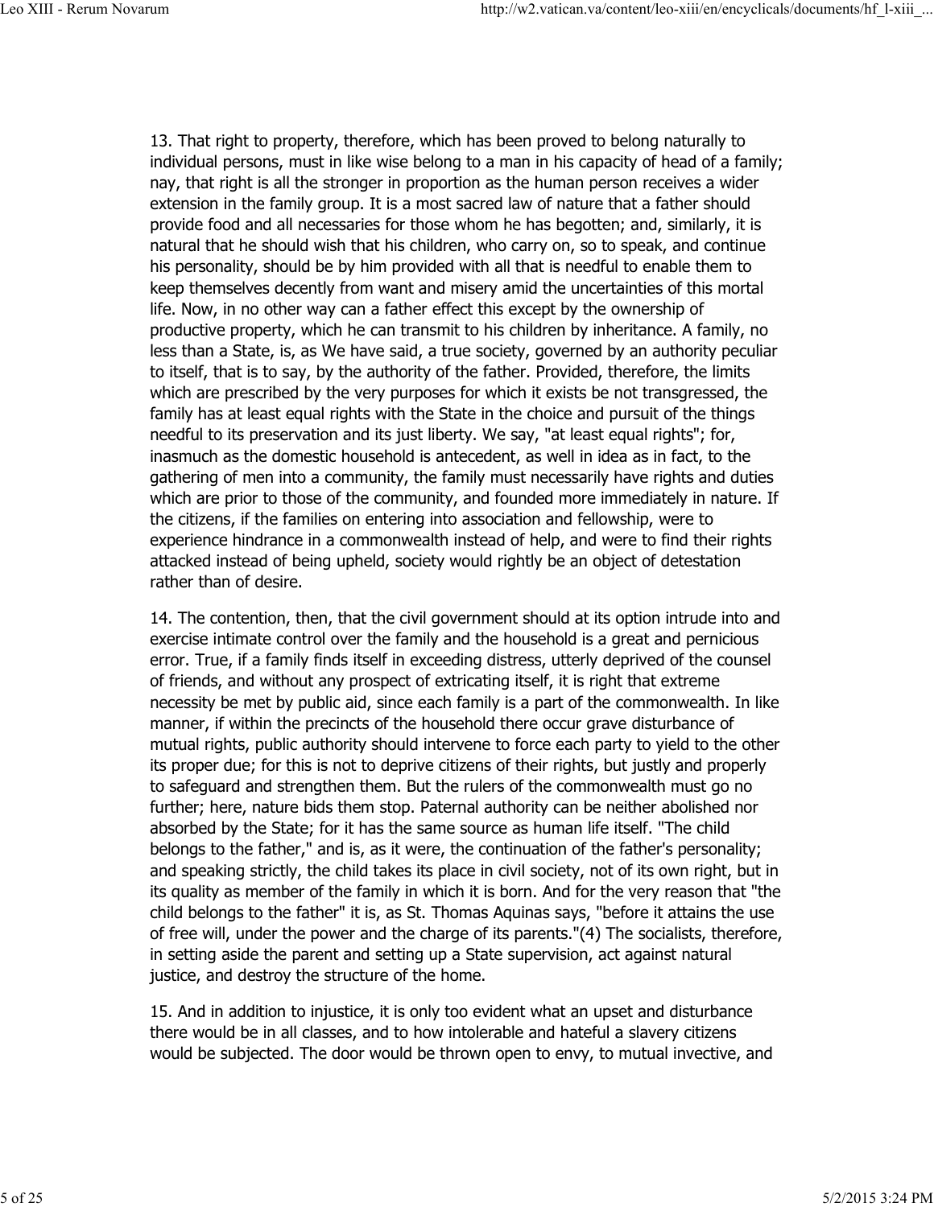13. That right to property, therefore, which has been proved to belong naturally to individual persons, must in like wise belong to a man in his capacity of head of a family; nay, that right is all the stronger in proportion as the human person receives a wider extension in the family group. It is a most sacred law of nature that a father should provide food and all necessaries for those whom he has begotten; and, similarly, it is natural that he should wish that his children, who carry on, so to speak, and continue his personality, should be by him provided with all that is needful to enable them to keep themselves decently from want and misery amid the uncertainties of this mortal life. Now, in no other way can a father effect this except by the ownership of productive property, which he can transmit to his children by inheritance. A family, no less than a State, is, as We have said, a true society, governed by an authority peculiar to itself, that is to say, by the authority of the father. Provided, therefore, the limits which are prescribed by the very purposes for which it exists be not transgressed, the family has at least equal rights with the State in the choice and pursuit of the things needful to its preservation and its just liberty. We say, "at least equal rights"; for, inasmuch as the domestic household is antecedent, as well in idea as in fact, to the gathering of men into a community, the family must necessarily have rights and duties which are prior to those of the community, and founded more immediately in nature. If the citizens, if the families on entering into association and fellowship, were to experience hindrance in a commonwealth instead of help, and were to find their rights attacked instead of being upheld, society would rightly be an object of detestation rather than of desire.

14. The contention, then, that the civil government should at its option intrude into and exercise intimate control over the family and the household is a great and pernicious error. True, if a family finds itself in exceeding distress, utterly deprived of the counsel of friends, and without any prospect of extricating itself, it is right that extreme necessity be met by public aid, since each family is a part of the commonwealth. In like manner, if within the precincts of the household there occur grave disturbance of mutual rights, public authority should intervene to force each party to yield to the other its proper due; for this is not to deprive citizens of their rights, but justly and properly to safeguard and strengthen them. But the rulers of the commonwealth must go no further; here, nature bids them stop. Paternal authority can be neither abolished nor absorbed by the State; for it has the same source as human life itself. "The child belongs to the father," and is, as it were, the continuation of the father's personality; and speaking strictly, the child takes its place in civil society, not of its own right, but in its quality as member of the family in which it is born. And for the very reason that "the child belongs to the father" it is, as St. Thomas Aquinas says, "before it attains the use of free will, under the power and the charge of its parents."(4) The socialists, therefore, in setting aside the parent and setting up a State supervision, act against natural justice, and destroy the structure of the home.

15. And in addition to injustice, it is only too evident what an upset and disturbance there would be in all classes, and to how intolerable and hateful a slavery citizens would be subjected. The door would be thrown open to envy, to mutual invective, and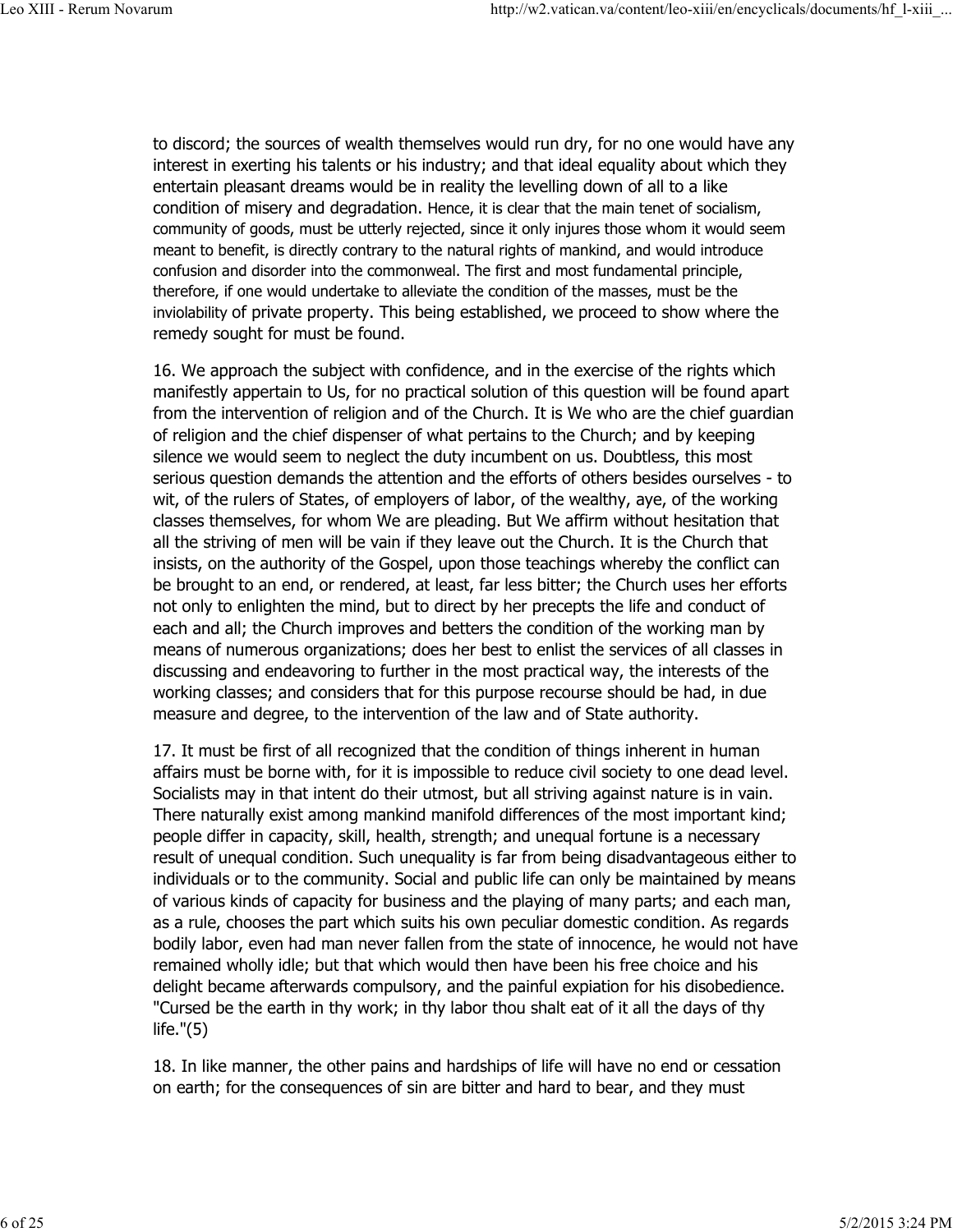to discord; the sources of wealth themselves would run dry, for no one would have any interest in exerting his talents or his industry; and that ideal equality about which they entertain pleasant dreams would be in reality the levelling down of all to a like condition of misery and degradation. Hence, it is clear that the main tenet of socialism, community of goods, must be utterly rejected, since it only injures those whom it would seem meant to benefit, is directly contrary to the natural rights of mankind, and would introduce confusion and disorder into the commonweal. The first and most fundamental principle, therefore, if one would undertake to alleviate the condition of the masses, must be the inviolability of private property. This being established, we proceed to show where the remedy sought for must be found.

16. We approach the subject with confidence, and in the exercise of the rights which manifestly appertain to Us, for no practical solution of this question will be found apart from the intervention of religion and of the Church. It is We who are the chief guardian of religion and the chief dispenser of what pertains to the Church; and by keeping silence we would seem to neglect the duty incumbent on us. Doubtless, this most serious question demands the attention and the efforts of others besides ourselves - to wit, of the rulers of States, of employers of labor, of the wealthy, aye, of the working classes themselves, for whom We are pleading. But We affirm without hesitation that all the striving of men will be vain if they leave out the Church. It is the Church that insists, on the authority of the Gospel, upon those teachings whereby the conflict can be brought to an end, or rendered, at least, far less bitter; the Church uses her efforts not only to enlighten the mind, but to direct by her precepts the life and conduct of each and all; the Church improves and betters the condition of the working man by means of numerous organizations; does her best to enlist the services of all classes in discussing and endeavoring to further in the most practical way, the interests of the working classes; and considers that for this purpose recourse should be had, in due measure and degree, to the intervention of the law and of State authority.

17. It must be first of all recognized that the condition of things inherent in human affairs must be borne with, for it is impossible to reduce civil society to one dead level. Socialists may in that intent do their utmost, but all striving against nature is in vain. There naturally exist among mankind manifold differences of the most important kind; people differ in capacity, skill, health, strength; and unequal fortune is a necessary result of unequal condition. Such unequality is far from being disadvantageous either to individuals or to the community. Social and public life can only be maintained by means of various kinds of capacity for business and the playing of many parts; and each man, as a rule, chooses the part which suits his own peculiar domestic condition. As regards bodily labor, even had man never fallen from the state of innocence, he would not have remained wholly idle; but that which would then have been his free choice and his delight became afterwards compulsory, and the painful expiation for his disobedience. "Cursed be the earth in thy work; in thy labor thou shalt eat of it all the days of thy life."(5)

18. In like manner, the other pains and hardships of life will have no end or cessation on earth; for the consequences of sin are bitter and hard to bear, and they must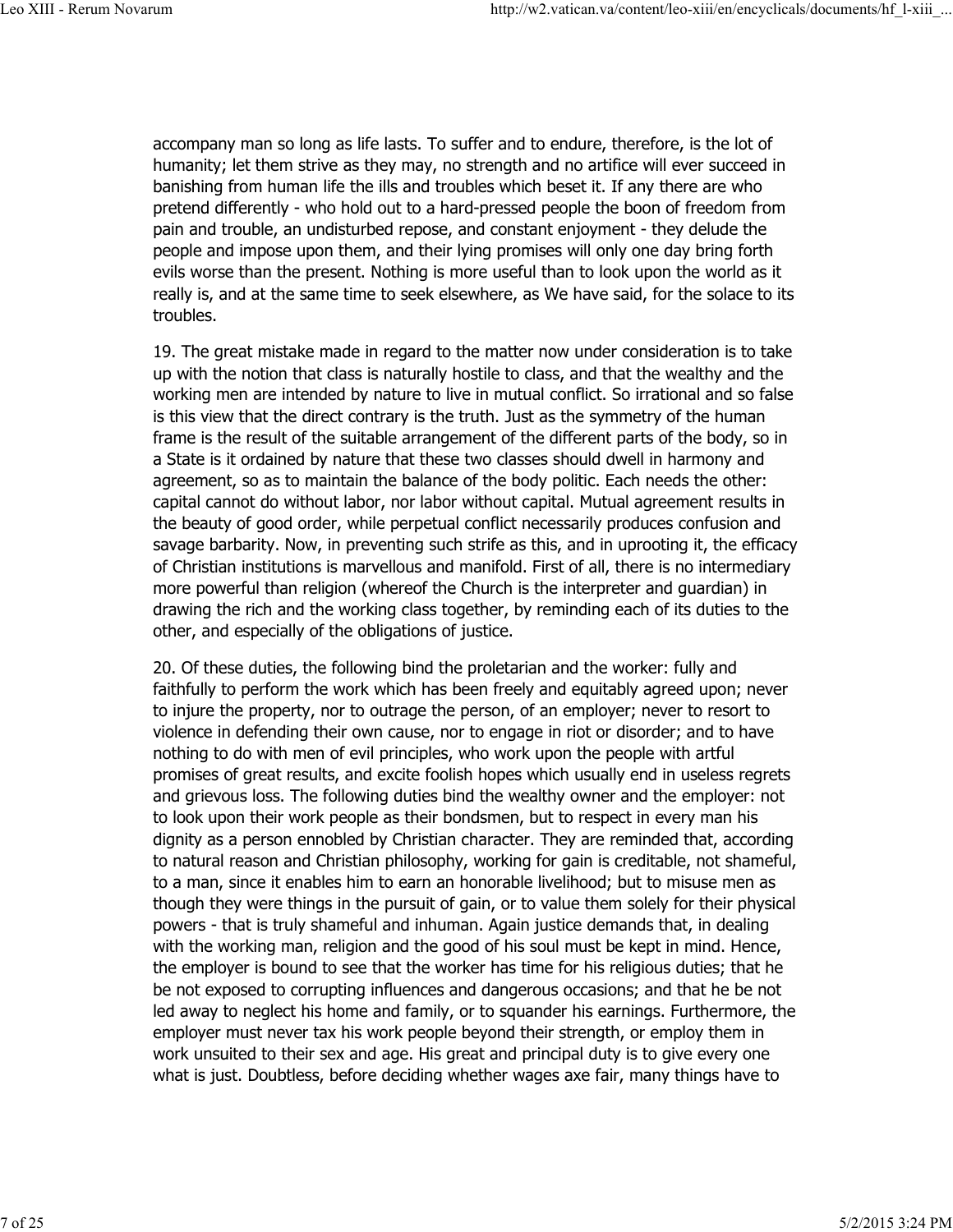accompany man so long as life lasts. To suffer and to endure, therefore, is the lot of humanity; let them strive as they may, no strength and no artifice will ever succeed in banishing from human life the ills and troubles which beset it. If any there are who pretend differently - who hold out to a hard-pressed people the boon of freedom from pain and trouble, an undisturbed repose, and constant enjoyment - they delude the people and impose upon them, and their lying promises will only one day bring forth evils worse than the present. Nothing is more useful than to look upon the world as it really is, and at the same time to seek elsewhere, as We have said, for the solace to its troubles.

19. The great mistake made in regard to the matter now under consideration is to take up with the notion that class is naturally hostile to class, and that the wealthy and the working men are intended by nature to live in mutual conflict. So irrational and so false is this view that the direct contrary is the truth. Just as the symmetry of the human frame is the result of the suitable arrangement of the different parts of the body, so in a State is it ordained by nature that these two classes should dwell in harmony and agreement, so as to maintain the balance of the body politic. Each needs the other: capital cannot do without labor, nor labor without capital. Mutual agreement results in the beauty of good order, while perpetual conflict necessarily produces confusion and savage barbarity. Now, in preventing such strife as this, and in uprooting it, the efficacy of Christian institutions is marvellous and manifold. First of all, there is no intermediary more powerful than religion (whereof the Church is the interpreter and guardian) in drawing the rich and the working class together, by reminding each of its duties to the other, and especially of the obligations of justice.

20. Of these duties, the following bind the proletarian and the worker: fully and faithfully to perform the work which has been freely and equitably agreed upon; never to injure the property, nor to outrage the person, of an employer; never to resort to violence in defending their own cause, nor to engage in riot or disorder; and to have nothing to do with men of evil principles, who work upon the people with artful promises of great results, and excite foolish hopes which usually end in useless regrets and grievous loss. The following duties bind the wealthy owner and the employer: not to look upon their work people as their bondsmen, but to respect in every man his dignity as a person ennobled by Christian character. They are reminded that, according to natural reason and Christian philosophy, working for gain is creditable, not shameful, to a man, since it enables him to earn an honorable livelihood; but to misuse men as though they were things in the pursuit of gain, or to value them solely for their physical powers - that is truly shameful and inhuman. Again justice demands that, in dealing with the working man, religion and the good of his soul must be kept in mind. Hence, the employer is bound to see that the worker has time for his religious duties; that he be not exposed to corrupting influences and dangerous occasions; and that he be not led away to neglect his home and family, or to squander his earnings. Furthermore, the employer must never tax his work people beyond their strength, or employ them in work unsuited to their sex and age. His great and principal duty is to give every one what is just. Doubtless, before deciding whether wages axe fair, many things have to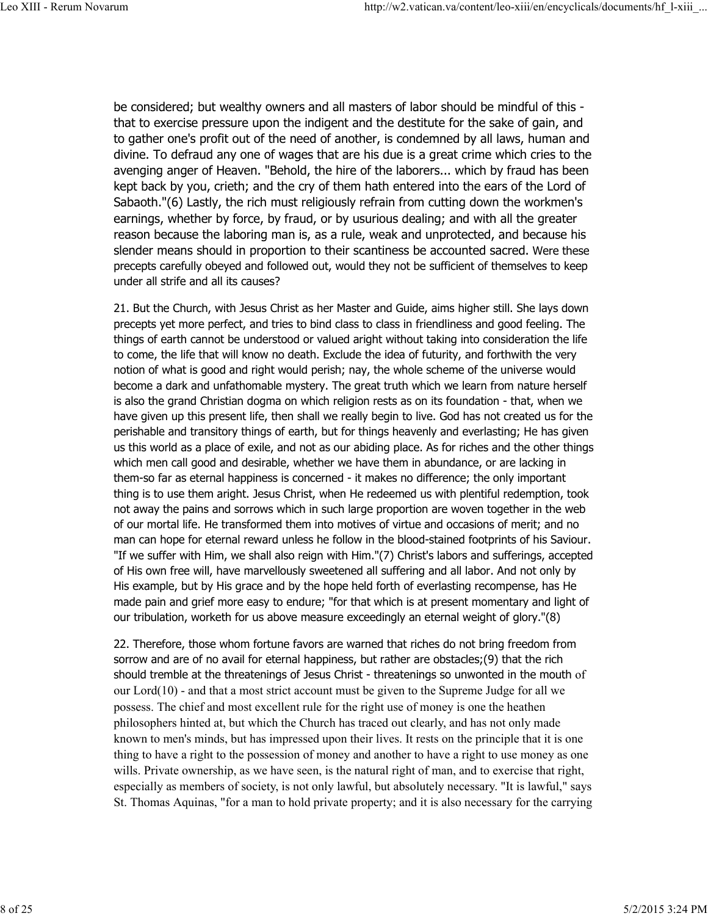be considered; but wealthy owners and all masters of labor should be mindful of this - that to exercise pressure upon the indigent and the destitute for the sake of gain, and to gather one's profit out of the need of another, is condemned by all laws, human and divine. To defraud any one of wages that are his due is a great crime which cries to the avenging anger of Heaven. "Behold, the hire of the laborers... which by fraud has been kept back by you, crieth; and the cry of them hath entered into the ears of the Lord of Sabaoth."(6) Lastly, the rich must religiously refrain from cutting down the workmen's earnings, whether by force, by fraud, or by usurious dealing; and with all the greater reason because the laboring man is, as a rule, weak and unprotected, and because his slender means should in proportion to their scantiness be accounted sacred. Were these precepts carefully obeyed and followed out, would they not be sufficient of themselves to keep under all strife and all its causes?

21. But the Church, with Jesus Christ as her Master and Guide, aims higher still. She lays down precepts yet more perfect, and tries to bind class to class in friendliness and good feeling. The things of earth cannot be understood or valued aright without taking into consideration the life to come, the life that will know no death. Exclude the idea of futurity, and forthwith the very notion of what is good and right would perish; nay, the whole scheme of the universe would become a dark and unfathomable mystery. The great truth which we learn from nature herself is also the grand Christian dogma on which religion rests as on its foundation - that, when we have given up this present life, then shall we really begin to live. God has not created us for the perishable and transitory things of earth, but for things heavenly and everlasting; He has given us this world as a place of exile, and not as our abiding place. As for riches and the other things which men call good and desirable, whether we have them in abundance, or are lacking in them-so far as eternal happiness is concerned - it makes no difference; the only important thing is to use them aright. Jesus Christ, when He redeemed us with plentiful redemption, took not away the pains and sorrows which in such large proportion are woven together in the web of our mortal life. He transformed them into motives of virtue and occasions of merit; and no man can hope for eternal reward unless he follow in the blood-stained footprints of his Saviour. "If we suffer with Him, we shall also reign with Him."(7) Christ's labors and sufferings, accepted of His own free will, have marvellously sweetened all suffering and all labor. And not only by His example, but by His grace and by the hope held forth of everlasting recompense, has He made pain and grief more easy to endure; "for that which is at present momentary and light of our tribulation, worketh for us above measure exceedingly an eternal weight of glory."(8)

22. Therefore, those whom fortune favors are warned that riches do not bring freedom from sorrow and are of no avail for eternal happiness, but rather are obstacles;(9) that the rich should tremble at the threatenings of Jesus Christ - threatenings so unwonted in the mouth of our Lord(10) - and that a most strict account must be given to the Supreme Judge for all we possess. The chief and most excellent rule for the right use of money is one the heathen philosophers hinted at, but which the Church has traced out clearly, and has not only made known to men's minds, but has impressed upon their lives. It rests on the principle that it is one thing to have a right to the possession of money and another to have a right to use money as one wills. Private ownership, as we have seen, is the natural right of man, and to exercise that right, especially as members of society, is not only lawful, but absolutely necessary. "It is lawful," says St. Thomas Aquinas, "for a man to hold private property; and it is also necessary for the carrying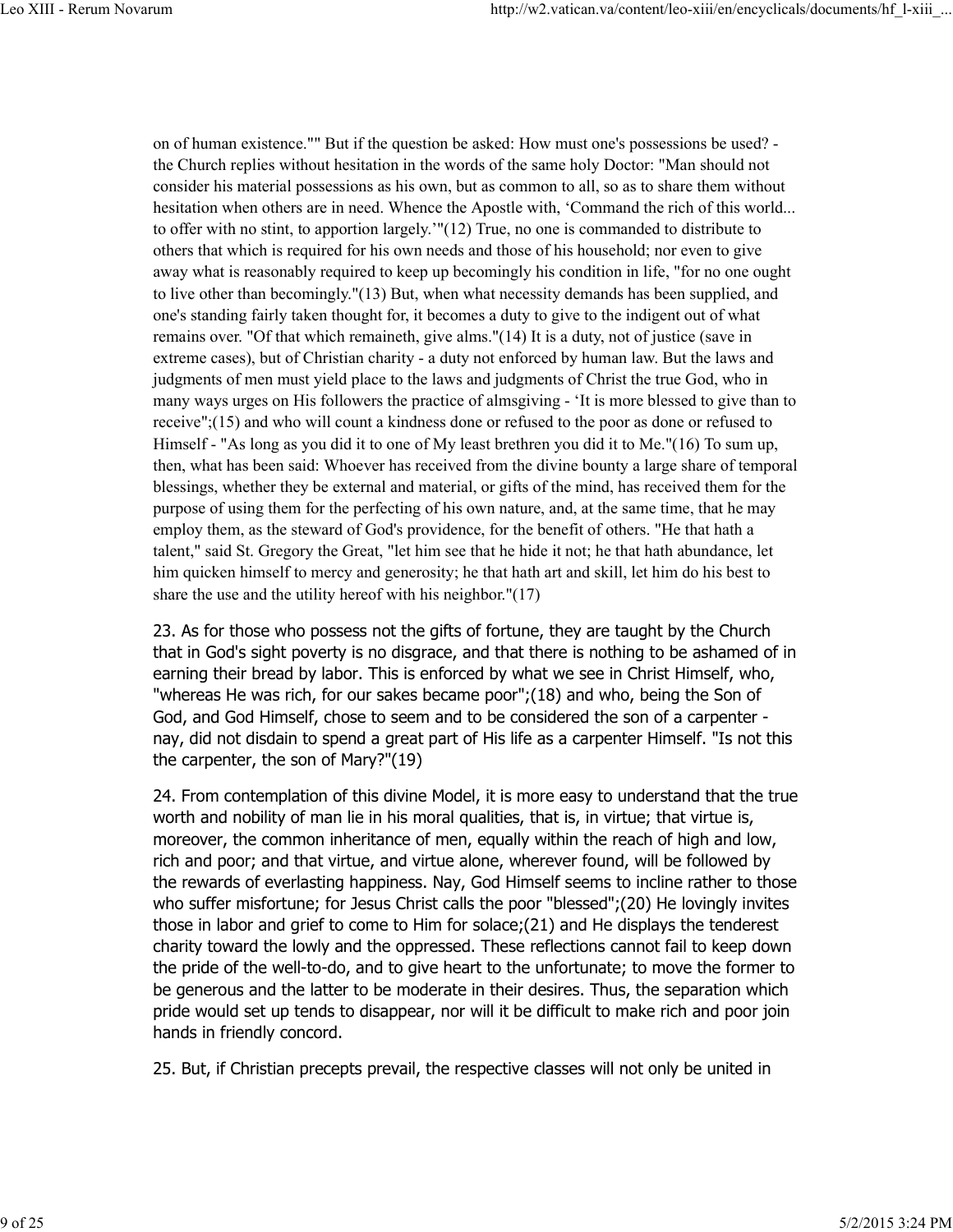on of human existence."" But if the question be asked: How must one's possessions be used? - the Church replies without hesitation in the words of the same holy Doctor: "Man should not consider his material possessions as his own, but as common to all, so as to share them without hesitation when others are in need. Whence the Apostle with, 'Command the rich of this world... to offer with no stint, to apportion largely.'"(12) True, no one is commanded to distribute to others that which is required for his own needs and those of his household; nor even to give away what is reasonably required to keep up becomingly his condition in life, "for no one ought to live other than becomingly."(13) But, when what necessity demands has been supplied, and one's standing fairly taken thought for, it becomes a duty to give to the indigent out of what remains over. "Of that which remaineth, give alms."(14) It is a duty, not of justice (save in extreme cases), but of Christian charity - a duty not enforced by human law. But the laws and judgments of men must yield place to the laws and judgments of Christ the true God, who in many ways urges on His followers the practice of almsgiving - 'It is more blessed to give than to receive";(15) and who will count a kindness done or refused to the poor as done or refused to Himself - "As long as you did it to one of My least brethren you did it to Me."(16) To sum up, then, what has been said: Whoever has received from the divine bounty a large share of temporal blessings, whether they be external and material, or gifts of the mind, has received them for the purpose of using them for the perfecting of his own nature, and, at the same time, that he may employ them, as the steward of God's providence, for the benefit of others. "He that hath a talent," said St. Gregory the Great, "let him see that he hide it not; he that hath abundance, let him quicken himself to mercy and generosity; he that hath art and skill, let him do his best to share the use and the utility hereof with his neighbor."(17)

23. As for those who possess not the gifts of fortune, they are taught by the Church that in God's sight poverty is no disgrace, and that there is nothing to be ashamed of in earning their bread by labor. This is enforced by what we see in Christ Himself, who, "whereas He was rich, for our sakes became poor";(18) and who, being the Son of God, and God Himself, chose to seem and to be considered the son of a carpenter - nay, did not disdain to spend a great part of His life as a carpenter Himself. "Is not this the carpenter, the son of Mary?"(19)

24. From contemplation of this divine Model, it is more easy to understand that the true worth and nobility of man lie in his moral qualities, that is, in virtue; that virtue is, moreover, the common inheritance of men, equally within the reach of high and low, rich and poor; and that virtue, and virtue alone, wherever found, will be followed by the rewards of everlasting happiness. Nay, God Himself seems to incline rather to those who suffer misfortune; for Jesus Christ calls the poor "blessed";(20) He lovingly invites those in labor and grief to come to Him for solace;(21) and He displays the tenderest charity toward the lowly and the oppressed. These reflections cannot fail to keep down the pride of the well-to-do, and to give heart to the unfortunate; to move the former to be generous and the latter to be moderate in their desires. Thus, the separation which pride would set up tends to disappear, nor will it be difficult to make rich and poor join hands in friendly concord.

25. But, if Christian precepts prevail, the respective classes will not only be united in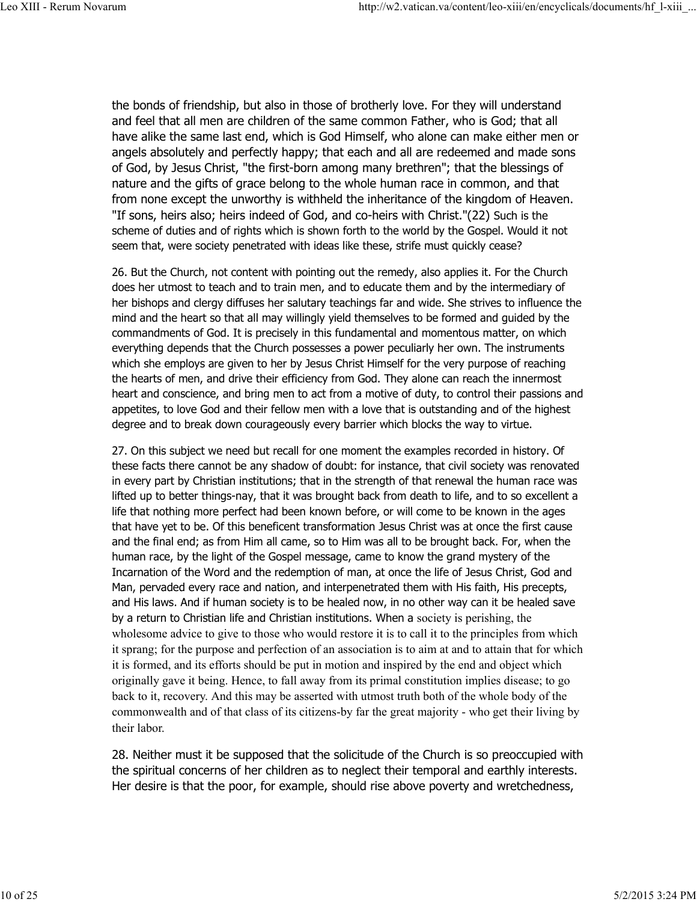the bonds of friendship, but also in those of brotherly love. For they will understand and feel that all men are children of the same common Father, who is God; that all have alike the same last end, which is God Himself, who alone can make either men or angels absolutely and perfectly happy; that each and all are redeemed and made sons of God, by Jesus Christ, "the first-born among many brethren"; that the blessings of nature and the gifts of grace belong to the whole human race in common, and that from none except the unworthy is withheld the inheritance of the kingdom of Heaven. "If sons, heirs also; heirs indeed of God, and co-heirs with Christ."(22) Such is the scheme of duties and of rights which is shown forth to the world by the Gospel. Would it not seem that, were society penetrated with ideas like these, strife must quickly cease?

26. But the Church, not content with pointing out the remedy, also applies it. For the Church does her utmost to teach and to train men, and to educate them and by the intermediary of her bishops and clergy diffuses her salutary teachings far and wide. She strives to influence the mind and the heart so that all may willingly yield themselves to be formed and guided by the commandments of God. It is precisely in this fundamental and momentous matter, on which everything depends that the Church possesses a power peculiarly her own. The instruments which she employs are given to her by Jesus Christ Himself for the very purpose of reaching the hearts of men, and drive their efficiency from God. They alone can reach the innermost heart and conscience, and bring men to act from a motive of duty, to control their passions and appetites, to love God and their fellow men with a love that is outstanding and of the highest degree and to break down courageously every barrier which blocks the way to virtue.

27. On this subject we need but recall for one moment the examples recorded in history. Of these facts there cannot be any shadow of doubt: for instance, that civil society was renovated in every part by Christian institutions; that in the strength of that renewal the human race was lifted up to better things-nay, that it was brought back from death to life, and to so excellent a life that nothing more perfect had been known before, or will come to be known in the ages that have yet to be. Of this beneficent transformation Jesus Christ was at once the first cause and the final end; as from Him all came, so to Him was all to be brought back. For, when the human race, by the light of the Gospel message, came to know the grand mystery of the Incarnation of the Word and the redemption of man, at once the life of Jesus Christ, God and Man, pervaded every race and nation, and interpenetrated them with His faith, His precepts, and His laws. And if human society is to be healed now, in no other way can it be healed save by a return to Christian life and Christian institutions. When a society is perishing, the wholesome advice to give to those who would restore it is to call it to the principles from which it sprang; for the purpose and perfection of an association is to aim at and to attain that for which it is formed, and its efforts should be put in motion and inspired by the end and object which originally gave it being. Hence, to fall away from its primal constitution implies disease; to go back to it, recovery. And this may be asserted with utmost truth both of the whole body of the commonwealth and of that class of its citizens-by far the great majority - who get their living by their labor.

28. Neither must it be supposed that the solicitude of the Church is so preoccupied with the spiritual concerns of her children as to neglect their temporal and earthly interests. Her desire is that the poor, for example, should rise above poverty and wretchedness,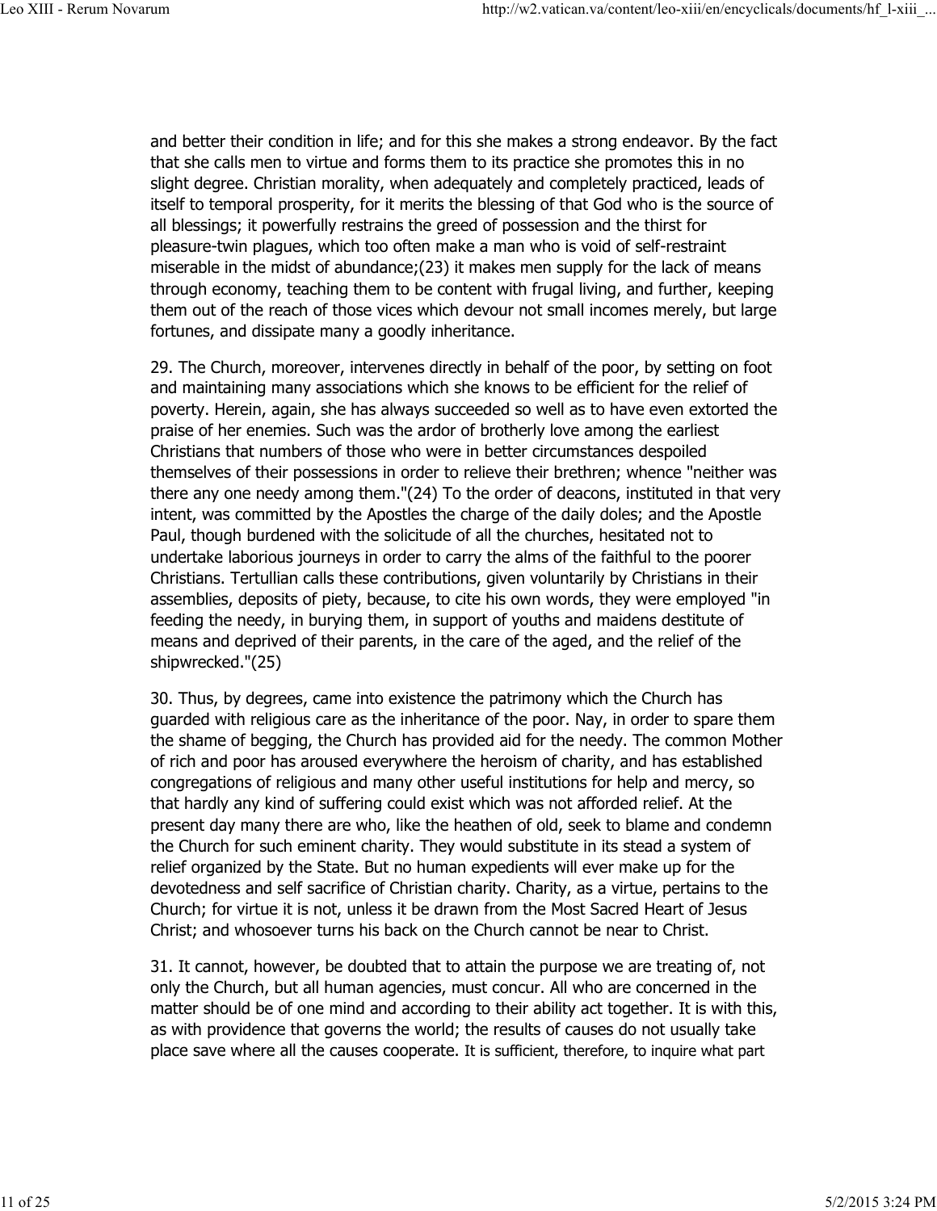and better their condition in life; and for this she makes a strong endeavor. By the fact that she calls men to virtue and forms them to its practice she promotes this in no slight degree. Christian morality, when adequately and completely practiced, leads of itself to temporal prosperity, for it merits the blessing of that God who is the source of all blessings; it powerfully restrains the greed of possession and the thirst for pleasure-twin plagues, which too often make a man who is void of self-restraint miserable in the midst of abundance;(23) it makes men supply for the lack of means through economy, teaching them to be content with frugal living, and further, keeping them out of the reach of those vices which devour not small incomes merely, but large fortunes, and dissipate many a goodly inheritance.

29. The Church, moreover, intervenes directly in behalf of the poor, by setting on foot and maintaining many associations which she knows to be efficient for the relief of poverty. Herein, again, she has always succeeded so well as to have even extorted the praise of her enemies. Such was the ardor of brotherly love among the earliest Christians that numbers of those who were in better circumstances despoiled themselves of their possessions in order to relieve their brethren; whence "neither was there any one needy among them."(24) To the order of deacons, instituted in that very intent, was committed by the Apostles the charge of the daily doles; and the Apostle Paul, though burdened with the solicitude of all the churches, hesitated not to undertake laborious journeys in order to carry the alms of the faithful to the poorer Christians. Tertullian calls these contributions, given voluntarily by Christians in their assemblies, deposits of piety, because, to cite his own words, they were employed "in feeding the needy, in burying them, in support of youths and maidens destitute of means and deprived of their parents, in the care of the aged, and the relief of the shipwrecked."(25)

30. Thus, by degrees, came into existence the patrimony which the Church has guarded with religious care as the inheritance of the poor. Nay, in order to spare them the shame of begging, the Church has provided aid for the needy. The common Mother of rich and poor has aroused everywhere the heroism of charity, and has established congregations of religious and many other useful institutions for help and mercy, so that hardly any kind of suffering could exist which was not afforded relief. At the present day many there are who, like the heathen of old, seek to blame and condemn the Church for such eminent charity. They would substitute in its stead a system of relief organized by the State. But no human expedients will ever make up for the devotedness and self sacrifice of Christian charity. Charity, as a virtue, pertains to the Church; for virtue it is not, unless it be drawn from the Most Sacred Heart of Jesus Christ; and whosoever turns his back on the Church cannot be near to Christ.

31. It cannot, however, be doubted that to attain the purpose we are treating of, not only the Church, but all human agencies, must concur. All who are concerned in the matter should be of one mind and according to their ability act together. It is with this, as with providence that governs the world; the results of causes do not usually take place save where all the causes cooperate. It is sufficient, therefore, to inquire what part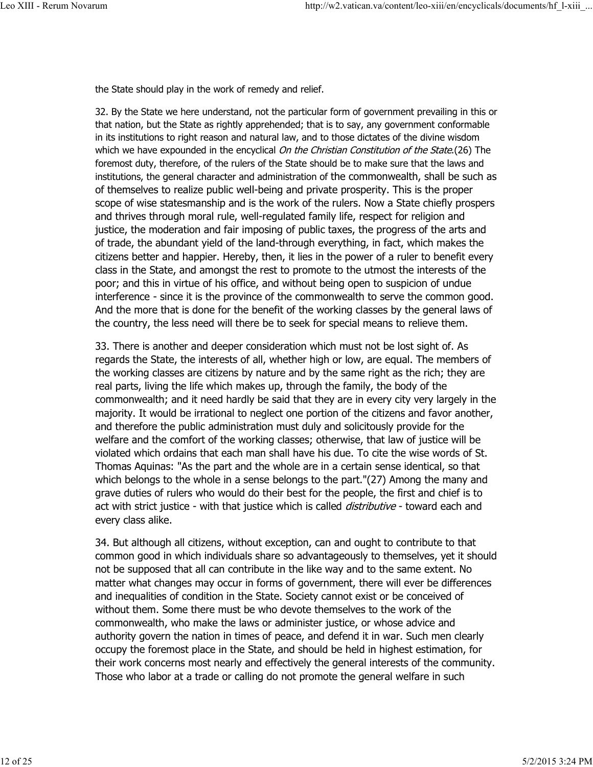the State should play in the work of remedy and relief.

32. By the State we here understand, not the particular form of government prevailing in this or that nation, but the State as rightly apprehended; that is to say, any government conformable in its institutions to right reason and natural law, and to those dictates of the divine wisdom which we have expounded in the encyclical *On the Christian Constitution of the State*.(26) The foremost duty, therefore, of the rulers of the State should be to make sure that the laws and institutions, the general character and administration of the commonwealth, shall be such as of themselves to realize public well-being and private prosperity. This is the proper scope of wise statesmanship and is the work of the rulers. Now a State chiefly prospers and thrives through moral rule, well-regulated family life, respect for religion and justice, the moderation and fair imposing of public taxes, the progress of the arts and of trade, the abundant yield of the land-through everything, in fact, which makes the citizens better and happier. Hereby, then, it lies in the power of a ruler to benefit every class in the State, and amongst the rest to promote to the utmost the interests of the poor; and this in virtue of his office, and without being open to suspicion of undue interference - since it is the province of the commonwealth to serve the common good. And the more that is done for the benefit of the working classes by the general laws of the country, the less need will there be to seek for special means to relieve them.

33. There is another and deeper consideration which must not be lost sight of. As regards the State, the interests of all, whether high or low, are equal. The members of the working classes are citizens by nature and by the same right as the rich; they are real parts, living the life which makes up, through the family, the body of the commonwealth; and it need hardly be said that they are in every city very largely in the majority. It would be irrational to neglect one portion of the citizens and favor another, and therefore the public administration must duly and solicitously provide for the welfare and the comfort of the working classes; otherwise, that law of justice will be violated which ordains that each man shall have his due. To cite the wise words of St. Thomas Aquinas: "As the part and the whole are in a certain sense identical, so that which belongs to the whole in a sense belongs to the part."(27) Among the many and grave duties of rulers who would do their best for the people, the first and chief is to act with strict justice - with that justice which is called *distributive* - toward each and every class alike.

34. But although all citizens, without exception, can and ought to contribute to that common good in which individuals share so advantageously to themselves, yet it should not be supposed that all can contribute in the like way and to the same extent. No matter what changes may occur in forms of government, there will ever be differences and inequalities of condition in the State. Society cannot exist or be conceived of without them. Some there must be who devote themselves to the work of the commonwealth, who make the laws or administer justice, or whose advice and authority govern the nation in times of peace, and defend it in war. Such men clearly occupy the foremost place in the State, and should be held in highest estimation, for their work concerns most nearly and effectively the general interests of the community. Those who labor at a trade or calling do not promote the general welfare in such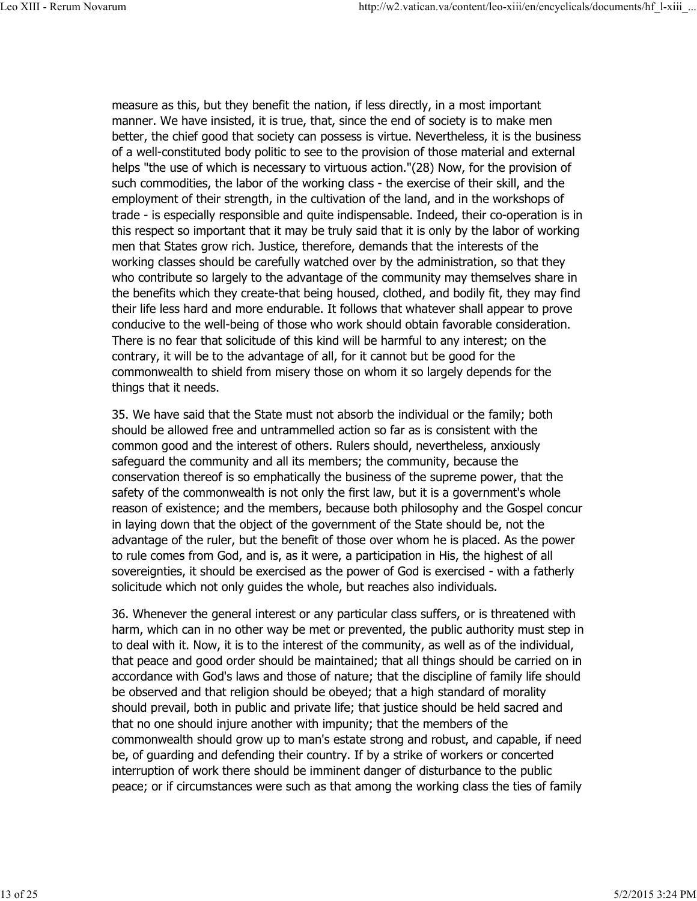measure as this, but they benefit the nation, if less directly, in a most important manner. We have insisted, it is true, that, since the end of society is to make men better, the chief good that society can possess is virtue. Nevertheless, it is the business of a well-constituted body politic to see to the provision of those material and external helps "the use of which is necessary to virtuous action."(28) Now, for the provision of such commodities, the labor of the working class - the exercise of their skill, and the employment of their strength, in the cultivation of the land, and in the workshops of trade - is especially responsible and quite indispensable. Indeed, their co-operation is in this respect so important that it may be truly said that it is only by the labor of working men that States grow rich. Justice, therefore, demands that the interests of the working classes should be carefully watched over by the administration, so that they who contribute so largely to the advantage of the community may themselves share in the benefits which they create-that being housed, clothed, and bodily fit, they may find their life less hard and more endurable. It follows that whatever shall appear to prove conducive to the well-being of those who work should obtain favorable consideration. There is no fear that solicitude of this kind will be harmful to any interest; on the contrary, it will be to the advantage of all, for it cannot but be good for the commonwealth to shield from misery those on whom it so largely depends for the things that it needs.

35. We have said that the State must not absorb the individual or the family; both should be allowed free and untrammelled action so far as is consistent with the common good and the interest of others. Rulers should, nevertheless, anxiously safeguard the community and all its members; the community, because the conservation thereof is so emphatically the business of the supreme power, that the safety of the commonwealth is not only the first law, but it is a government's whole reason of existence; and the members, because both philosophy and the Gospel concur in laying down that the object of the government of the State should be, not the advantage of the ruler, but the benefit of those over whom he is placed. As the power to rule comes from God, and is, as it were, a participation in His, the highest of all sovereignties, it should be exercised as the power of God is exercised - with a fatherly solicitude which not only guides the whole, but reaches also individuals.

36. Whenever the general interest or any particular class suffers, or is threatened with harm, which can in no other way be met or prevented, the public authority must step in to deal with it. Now, it is to the interest of the community, as well as of the individual, that peace and good order should be maintained; that all things should be carried on in accordance with God's laws and those of nature; that the discipline of family life should be observed and that religion should be obeyed; that a high standard of morality should prevail, both in public and private life; that justice should be held sacred and that no one should injure another with impunity; that the members of the commonwealth should grow up to man's estate strong and robust, and capable, if need be, of guarding and defending their country. If by a strike of workers or concerted interruption of work there should be imminent danger of disturbance to the public peace; or if circumstances were such as that among the working class the ties of family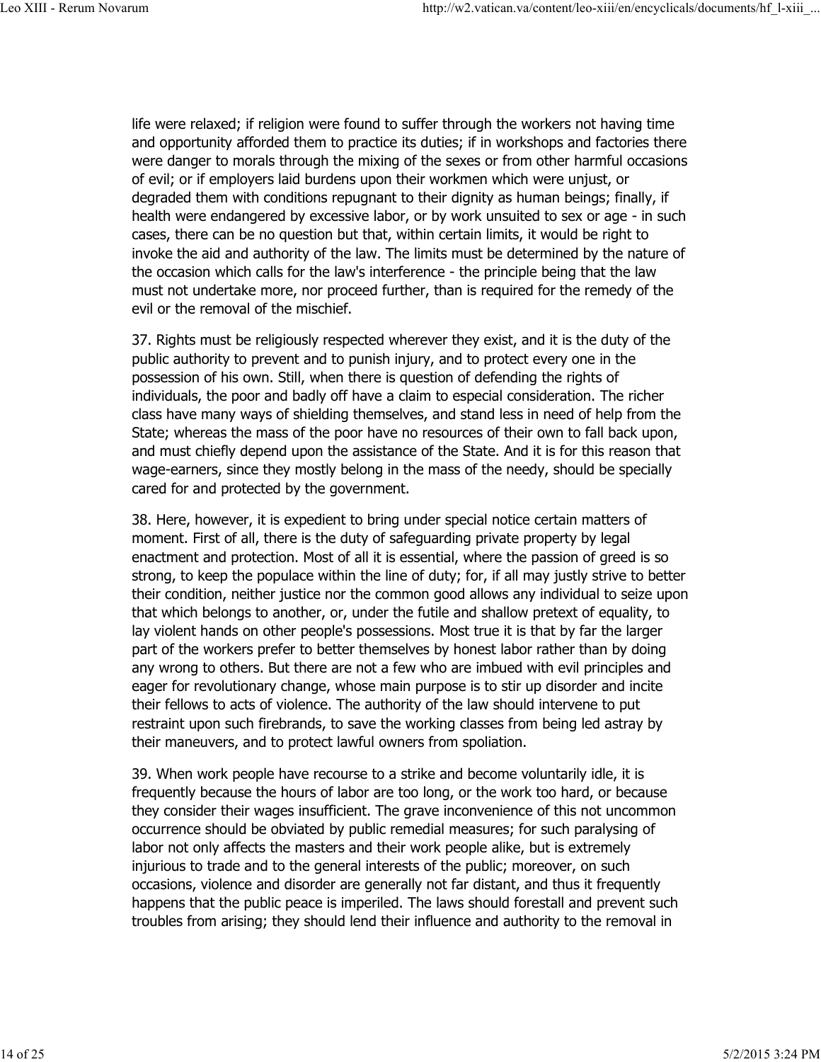life were relaxed; if religion were found to suffer through the workers not having time and opportunity afforded them to practice its duties; if in workshops and factories there were danger to morals through the mixing of the sexes or from other harmful occasions of evil; or if employers laid burdens upon their workmen which were unjust, or degraded them with conditions repugnant to their dignity as human beings; finally, if health were endangered by excessive labor, or by work unsuited to sex or age - in such cases, there can be no question but that, within certain limits, it would be right to invoke the aid and authority of the law. The limits must be determined by the nature of the occasion which calls for the law's interference - the principle being that the law must not undertake more, nor proceed further, than is required for the remedy of the evil or the removal of the mischief.

37. Rights must be religiously respected wherever they exist, and it is the duty of the public authority to prevent and to punish injury, and to protect every one in the possession of his own. Still, when there is question of defending the rights of individuals, the poor and badly off have a claim to especial consideration. The richer class have many ways of shielding themselves, and stand less in need of help from the State; whereas the mass of the poor have no resources of their own to fall back upon, and must chiefly depend upon the assistance of the State. And it is for this reason that wage-earners, since they mostly belong in the mass of the needy, should be specially cared for and protected by the government.

38. Here, however, it is expedient to bring under special notice certain matters of moment. First of all, there is the duty of safeguarding private property by legal enactment and protection. Most of all it is essential, where the passion of greed is so strong, to keep the populace within the line of duty; for, if all may justly strive to better their condition, neither justice nor the common good allows any individual to seize upon that which belongs to another, or, under the futile and shallow pretext of equality, to lay violent hands on other people's possessions. Most true it is that by far the larger part of the workers prefer to better themselves by honest labor rather than by doing any wrong to others. But there are not a few who are imbued with evil principles and eager for revolutionary change, whose main purpose is to stir up disorder and incite their fellows to acts of violence. The authority of the law should intervene to put restraint upon such firebrands, to save the working classes from being led astray by their maneuvers, and to protect lawful owners from spoliation.

39. When work people have recourse to a strike and become voluntarily idle, it is frequently because the hours of labor are too long, or the work too hard, or because they consider their wages insufficient. The grave inconvenience of this not uncommon occurrence should be obviated by public remedial measures; for such paralysing of labor not only affects the masters and their work people alike, but is extremely injurious to trade and to the general interests of the public; moreover, on such occasions, violence and disorder are generally not far distant, and thus it frequently happens that the public peace is imperiled. The laws should forestall and prevent such troubles from arising; they should lend their influence and authority to the removal in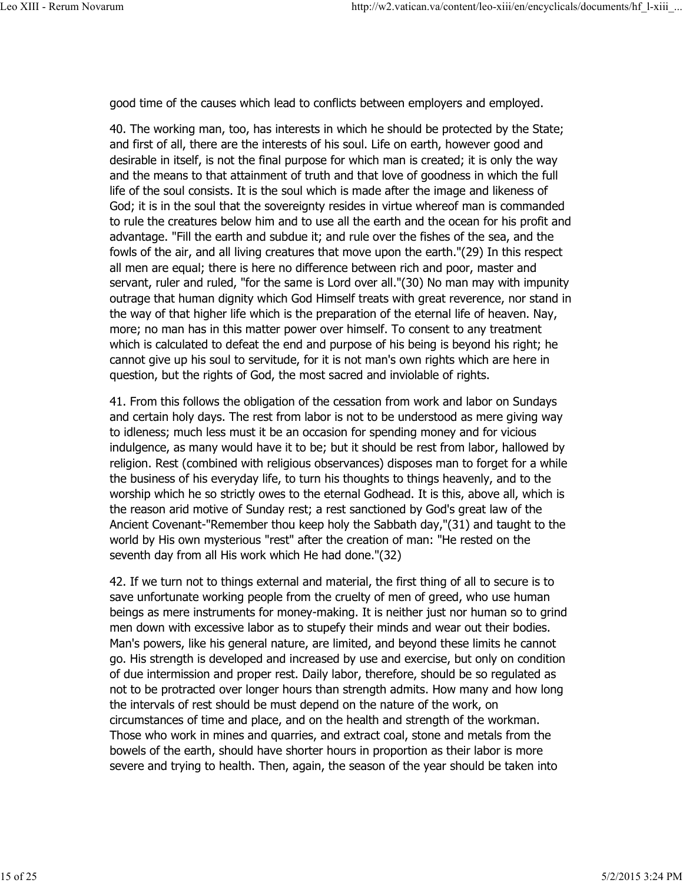good time of the causes which lead to conflicts between employers and employed.

40. The working man, too, has interests in which he should be protected by the State; and first of all, there are the interests of his soul. Life on earth, however good and desirable in itself, is not the final purpose for which man is created; it is only the way and the means to that attainment of truth and that love of goodness in which the full life of the soul consists. It is the soul which is made after the image and likeness of God; it is in the soul that the sovereignty resides in virtue whereof man is commanded to rule the creatures below him and to use all the earth and the ocean for his profit and advantage. "Fill the earth and subdue it; and rule over the fishes of the sea, and the fowls of the air, and all living creatures that move upon the earth."(29) In this respect all men are equal; there is here no difference between rich and poor, master and servant, ruler and ruled, "for the same is Lord over all."(30) No man may with impunity outrage that human dignity which God Himself treats with great reverence, nor stand in the way of that higher life which is the preparation of the eternal life of heaven. Nay, more; no man has in this matter power over himself. To consent to any treatment which is calculated to defeat the end and purpose of his being is beyond his right; he cannot give up his soul to servitude, for it is not man's own rights which are here in question, but the rights of God, the most sacred and inviolable of rights.

41. From this follows the obligation of the cessation from work and labor on Sundays and certain holy days. The rest from labor is not to be understood as mere giving way to idleness; much less must it be an occasion for spending money and for vicious indulgence, as many would have it to be; but it should be rest from labor, hallowed by religion. Rest (combined with religious observances) disposes man to forget for a while the business of his everyday life, to turn his thoughts to things heavenly, and to the worship which he so strictly owes to the eternal Godhead. It is this, above all, which is the reason arid motive of Sunday rest; a rest sanctioned by God's great law of the Ancient Covenant-"Remember thou keep holy the Sabbath day,"(31) and taught to the world by His own mysterious "rest" after the creation of man: "He rested on the seventh day from all His work which He had done."(32)

42. If we turn not to things external and material, the first thing of all to secure is to save unfortunate working people from the cruelty of men of greed, who use human beings as mere instruments for money-making. It is neither just nor human so to grind men down with excessive labor as to stupefy their minds and wear out their bodies. Man's powers, like his general nature, are limited, and beyond these limits he cannot go. His strength is developed and increased by use and exercise, but only on condition of due intermission and proper rest. Daily labor, therefore, should be so regulated as not to be protracted over longer hours than strength admits. How many and how long the intervals of rest should be must depend on the nature of the work, on circumstances of time and place, and on the health and strength of the workman. Those who work in mines and quarries, and extract coal, stone and metals from the bowels of the earth, should have shorter hours in proportion as their labor is more severe and trying to health. Then, again, the season of the year should be taken into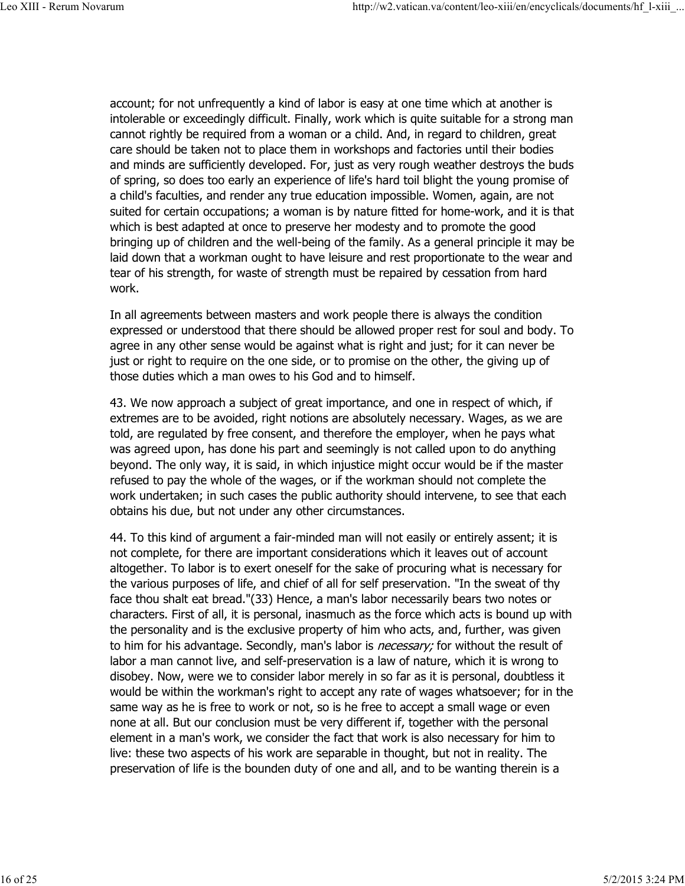account; for not unfrequently a kind of labor is easy at one time which at another is intolerable or exceedingly difficult. Finally, work which is quite suitable for a strong man cannot rightly be required from a woman or a child. And, in regard to children, great care should be taken not to place them in workshops and factories until their bodies and minds are sufficiently developed. For, just as very rough weather destroys the buds of spring, so does too early an experience of life's hard toil blight the young promise of a child's faculties, and render any true education impossible. Women, again, are not suited for certain occupations; a woman is by nature fitted for home-work, and it is that which is best adapted at once to preserve her modesty and to promote the good bringing up of children and the well-being of the family. As a general principle it may be laid down that a workman ought to have leisure and rest proportionate to the wear and tear of his strength, for waste of strength must be repaired by cessation from hard work.

In all agreements between masters and work people there is always the condition expressed or understood that there should be allowed proper rest for soul and body. To agree in any other sense would be against what is right and just; for it can never be just or right to require on the one side, or to promise on the other, the giving up of those duties which a man owes to his God and to himself.

43. We now approach a subject of great importance, and one in respect of which, if extremes are to be avoided, right notions are absolutely necessary. Wages, as we are told, are regulated by free consent, and therefore the employer, when he pays what was agreed upon, has done his part and seemingly is not called upon to do anything beyond. The only way, it is said, in which injustice might occur would be if the master refused to pay the whole of the wages, or if the workman should not complete the work undertaken; in such cases the public authority should intervene, to see that each obtains his due, but not under any other circumstances.

44. To this kind of argument a fair-minded man will not easily or entirely assent; it is not complete, for there are important considerations which it leaves out of account altogether. To labor is to exert oneself for the sake of procuring what is necessary for the various purposes of life, and chief of all for self preservation. "In the sweat of thy face thou shalt eat bread."(33) Hence, a man's labor necessarily bears two notes or characters. First of all, it is personal, inasmuch as the force which acts is bound up with the personality and is the exclusive property of him who acts, and, further, was given to him for his advantage. Secondly, man's labor is *necessary;* for without the result of labor a man cannot live, and self-preservation is a law of nature, which it is wrong to disobey. Now, were we to consider labor merely in so far as it is personal, doubtless it would be within the workman's right to accept any rate of wages whatsoever; for in the same way as he is free to work or not, so is he free to accept a small wage or even none at all. But our conclusion must be very different if, together with the personal element in a man's work, we consider the fact that work is also necessary for him to live: these two aspects of his work are separable in thought, but not in reality. The preservation of life is the bounden duty of one and all, and to be wanting therein is a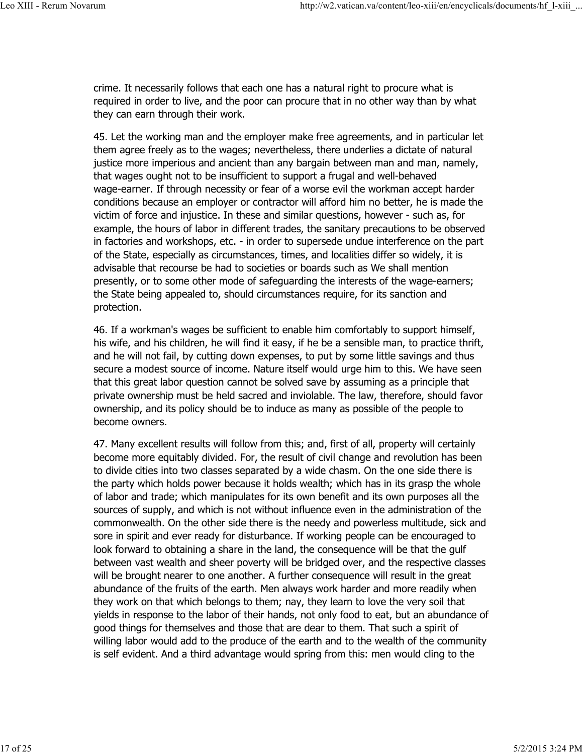crime. It necessarily follows that each one has a natural right to procure what is required in order to live, and the poor can procure that in no other way than by what they can earn through their work.

45. Let the working man and the employer make free agreements, and in particular let them agree freely as to the wages; nevertheless, there underlies a dictate of natural justice more imperious and ancient than any bargain between man and man, namely, that wages ought not to be insufficient to support a frugal and well-behaved wage-earner. If through necessity or fear of a worse evil the workman accept harder conditions because an employer or contractor will afford him no better, he is made the victim of force and injustice. In these and similar questions, however - such as, for example, the hours of labor in different trades, the sanitary precautions to be observed in factories and workshops, etc. - in order to supersede undue interference on the part of the State, especially as circumstances, times, and localities differ so widely, it is advisable that recourse be had to societies or boards such as We shall mention presently, or to some other mode of safeguarding the interests of the wage-earners; the State being appealed to, should circumstances require, for its sanction and protection.

46. If a workman's wages be sufficient to enable him comfortably to support himself, his wife, and his children, he will find it easy, if he be a sensible man, to practice thrift, and he will not fail, by cutting down expenses, to put by some little savings and thus secure a modest source of income. Nature itself would urge him to this. We have seen that this great labor question cannot be solved save by assuming as a principle that private ownership must be held sacred and inviolable. The law, therefore, should favor ownership, and its policy should be to induce as many as possible of the people to become owners.

47. Many excellent results will follow from this; and, first of all, property will certainly become more equitably divided. For, the result of civil change and revolution has been to divide cities into two classes separated by a wide chasm. On the one side there is the party which holds power because it holds wealth; which has in its grasp the whole of labor and trade; which manipulates for its own benefit and its own purposes all the sources of supply, and which is not without influence even in the administration of the commonwealth. On the other side there is the needy and powerless multitude, sick and sore in spirit and ever ready for disturbance. If working people can be encouraged to look forward to obtaining a share in the land, the consequence will be that the gulf between vast wealth and sheer poverty will be bridged over, and the respective classes will be brought nearer to one another. A further consequence will result in the great abundance of the fruits of the earth. Men always work harder and more readily when they work on that which belongs to them; nay, they learn to love the very soil that yields in response to the labor of their hands, not only food to eat, but an abundance of good things for themselves and those that are dear to them. That such a spirit of willing labor would add to the produce of the earth and to the wealth of the community is self evident. And a third advantage would spring from this: men would cling to the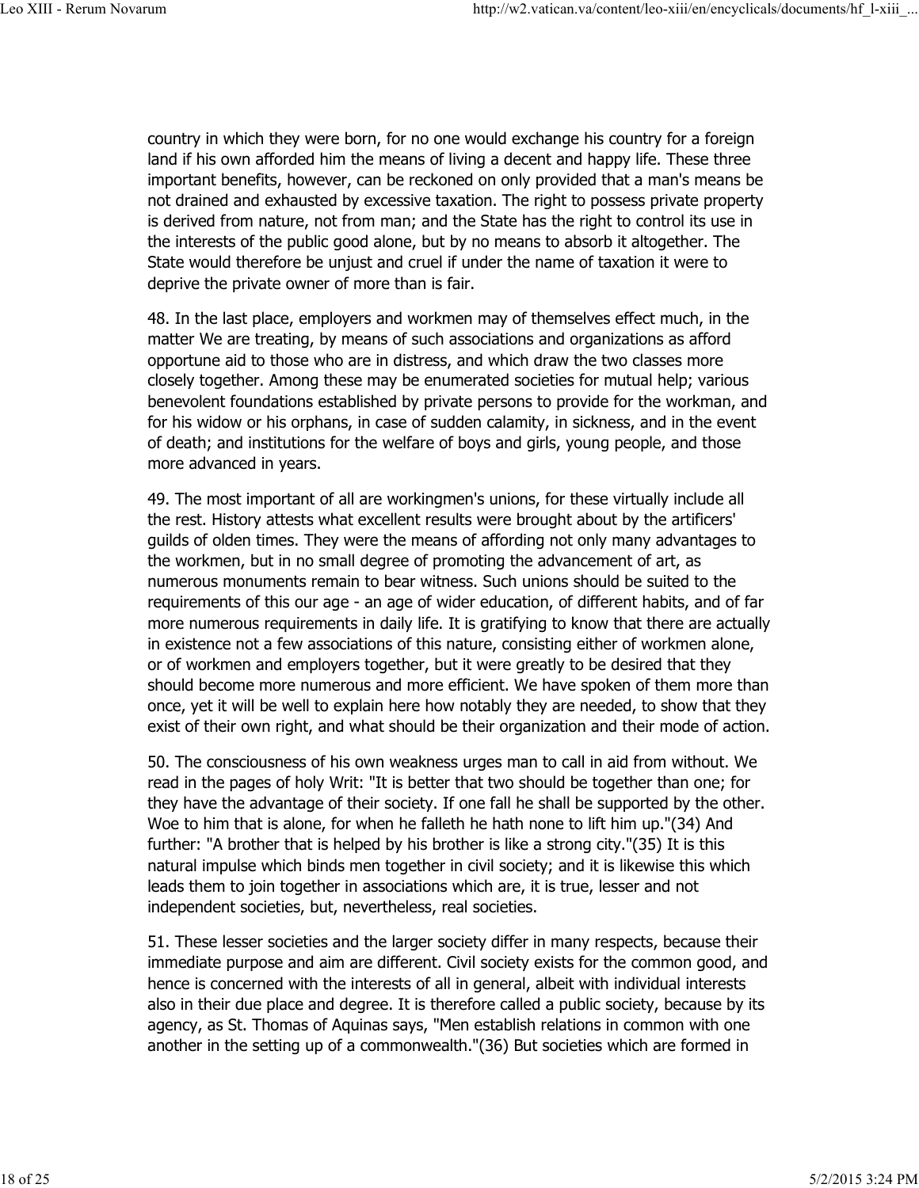country in which they were born, for no one would exchange his country for a foreign land if his own afforded him the means of living a decent and happy life. These three important benefits, however, can be reckoned on only provided that a man's means be not drained and exhausted by excessive taxation. The right to possess private property is derived from nature, not from man; and the State has the right to control its use in the interests of the public good alone, but by no means to absorb it altogether. The State would therefore be unjust and cruel if under the name of taxation it were to deprive the private owner of more than is fair.

48. In the last place, employers and workmen may of themselves effect much, in the matter We are treating, by means of such associations and organizations as afford opportune aid to those who are in distress, and which draw the two classes more closely together. Among these may be enumerated societies for mutual help; various benevolent foundations established by private persons to provide for the workman, and for his widow or his orphans, in case of sudden calamity, in sickness, and in the event of death; and institutions for the welfare of boys and girls, young people, and those more advanced in years.

49. The most important of all are workingmen's unions, for these virtually include all the rest. History attests what excellent results were brought about by the artificers' guilds of olden times. They were the means of affording not only many advantages to the workmen, but in no small degree of promoting the advancement of art, as numerous monuments remain to bear witness. Such unions should be suited to the requirements of this our age - an age of wider education, of different habits, and of far more numerous requirements in daily life. It is gratifying to know that there are actually in existence not a few associations of this nature, consisting either of workmen alone, or of workmen and employers together, but it were greatly to be desired that they should become more numerous and more efficient. We have spoken of them more than once, yet it will be well to explain here how notably they are needed, to show that they exist of their own right, and what should be their organization and their mode of action.

50. The consciousness of his own weakness urges man to call in aid from without. We read in the pages of holy Writ: "It is better that two should be together than one; for they have the advantage of their society. If one fall he shall be supported by the other. Woe to him that is alone, for when he falleth he hath none to lift him up."(34) And further: "A brother that is helped by his brother is like a strong city."(35) It is this natural impulse which binds men together in civil society; and it is likewise this which leads them to join together in associations which are, it is true, lesser and not independent societies, but, nevertheless, real societies.

51. These lesser societies and the larger society differ in many respects, because their immediate purpose and aim are different. Civil society exists for the common good, and hence is concerned with the interests of all in general, albeit with individual interests also in their due place and degree. It is therefore called a public society, because by its agency, as St. Thomas of Aquinas says, "Men establish relations in common with one another in the setting up of a commonwealth."(36) But societies which are formed in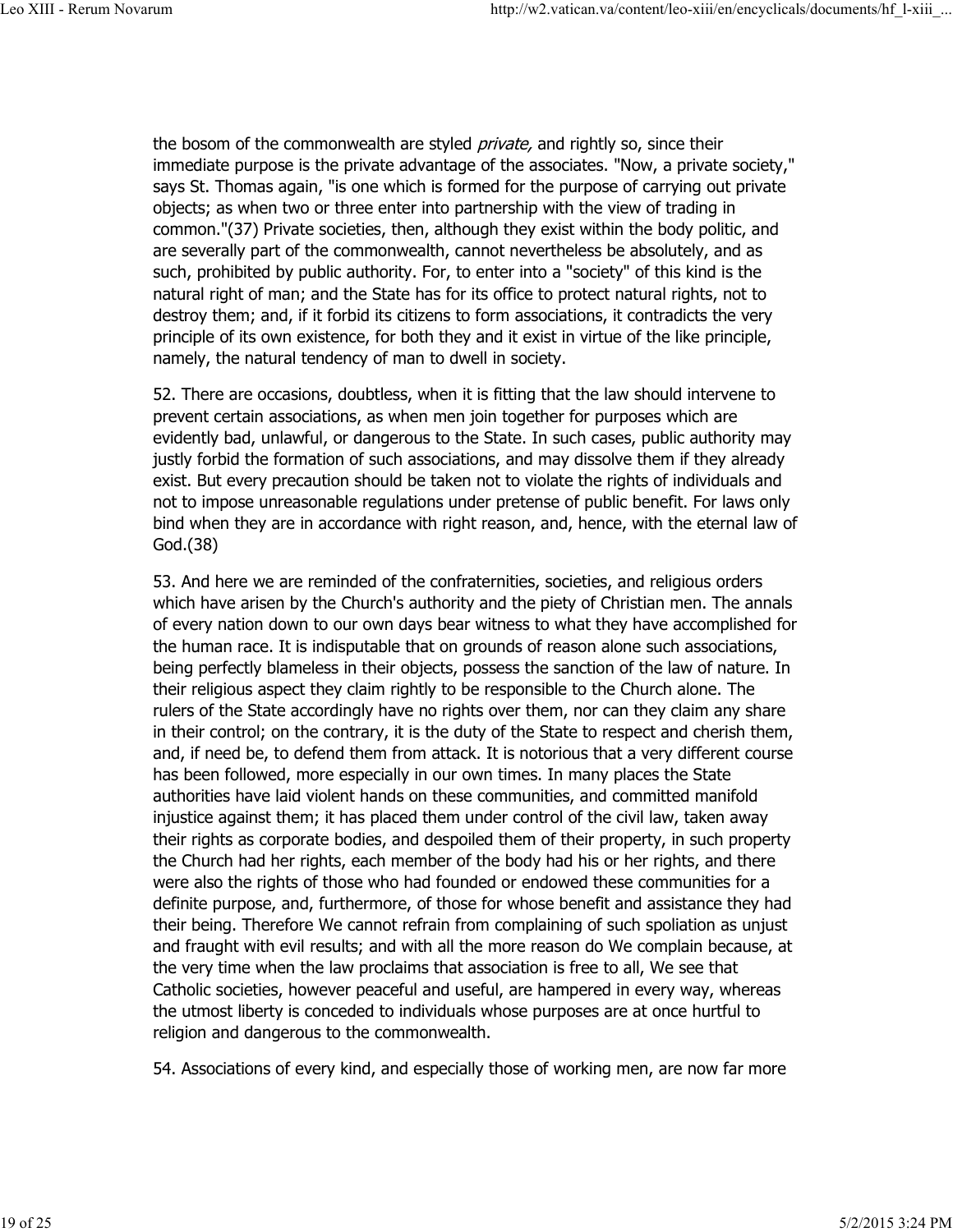the bosom of the commonwealth are styled *private,* and rightly so, since their immediate purpose is the private advantage of the associates. "Now, a private society," says St. Thomas again, "is one which is formed for the purpose of carrying out private objects; as when two or three enter into partnership with the view of trading in common."(37) Private societies, then, although they exist within the body politic, and are severally part of the commonwealth, cannot nevertheless be absolutely, and as such, prohibited by public authority. For, to enter into a "society" of this kind is the natural right of man; and the State has for its office to protect natural rights, not to destroy them; and, if it forbid its citizens to form associations, it contradicts the very principle of its own existence, for both they and it exist in virtue of the like principle, namely, the natural tendency of man to dwell in society.

52. There are occasions, doubtless, when it is fitting that the law should intervene to prevent certain associations, as when men join together for purposes which are evidently bad, unlawful, or dangerous to the State. In such cases, public authority may justly forbid the formation of such associations, and may dissolve them if they already exist. But every precaution should be taken not to violate the rights of individuals and not to impose unreasonable regulations under pretense of public benefit. For laws only bind when they are in accordance with right reason, and, hence, with the eternal law of God.(38)

53. And here we are reminded of the confraternities, societies, and religious orders which have arisen by the Church's authority and the piety of Christian men. The annals of every nation down to our own days bear witness to what they have accomplished for the human race. It is indisputable that on grounds of reason alone such associations, being perfectly blameless in their objects, possess the sanction of the law of nature. In their religious aspect they claim rightly to be responsible to the Church alone. The rulers of the State accordingly have no rights over them, nor can they claim any share in their control; on the contrary, it is the duty of the State to respect and cherish them, and, if need be, to defend them from attack. It is notorious that a very different course has been followed, more especially in our own times. In many places the State authorities have laid violent hands on these communities, and committed manifold injustice against them; it has placed them under control of the civil law, taken away their rights as corporate bodies, and despoiled them of their property, in such property the Church had her rights, each member of the body had his or her rights, and there were also the rights of those who had founded or endowed these communities for a definite purpose, and, furthermore, of those for whose benefit and assistance they had their being. Therefore We cannot refrain from complaining of such spoliation as unjust and fraught with evil results; and with all the more reason do We complain because, at the very time when the law proclaims that association is free to all, We see that Catholic societies, however peaceful and useful, are hampered in every way, whereas the utmost liberty is conceded to individuals whose purposes are at once hurtful to religion and dangerous to the commonwealth.

54. Associations of every kind, and especially those of working men, are now far more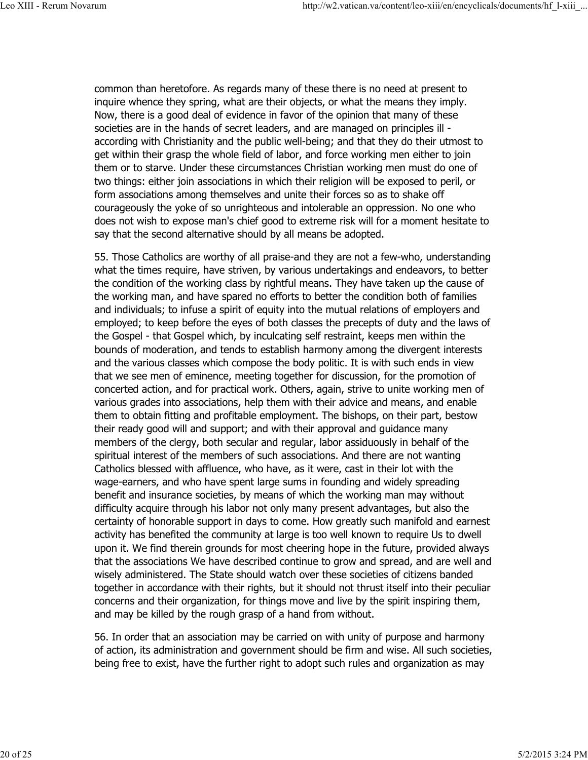common than heretofore. As regards many of these there is no need at present to inquire whence they spring, what are their objects, or what the means they imply. Now, there is a good deal of evidence in favor of the opinion that many of these societies are in the hands of secret leaders, and are managed on principles ill - according with Christianity and the public well-being; and that they do their utmost to get within their grasp the whole field of labor, and force working men either to join them or to starve. Under these circumstances Christian working men must do one of two things: either join associations in which their religion will be exposed to peril, or form associations among themselves and unite their forces so as to shake off courageously the yoke of so unrighteous and intolerable an oppression. No one who does not wish to expose man's chief good to extreme risk will for a moment hesitate to say that the second alternative should by all means be adopted.

55. Those Catholics are worthy of all praise-and they are not a few-who, understanding what the times require, have striven, by various undertakings and endeavors, to better the condition of the working class by rightful means. They have taken up the cause of the working man, and have spared no efforts to better the condition both of families and individuals; to infuse a spirit of equity into the mutual relations of employers and employed; to keep before the eyes of both classes the precepts of duty and the laws of the Gospel - that Gospel which, by inculcating self restraint, keeps men within the bounds of moderation, and tends to establish harmony among the divergent interests and the various classes which compose the body politic. It is with such ends in view that we see men of eminence, meeting together for discussion, for the promotion of concerted action, and for practical work. Others, again, strive to unite working men of various grades into associations, help them with their advice and means, and enable them to obtain fitting and profitable employment. The bishops, on their part, bestow their ready good will and support; and with their approval and guidance many members of the clergy, both secular and regular, labor assiduously in behalf of the spiritual interest of the members of such associations. And there are not wanting Catholics blessed with affluence, who have, as it were, cast in their lot with the wage-earners, and who have spent large sums in founding and widely spreading benefit and insurance societies, by means of which the working man may without difficulty acquire through his labor not only many present advantages, but also the certainty of honorable support in days to come. How greatly such manifold and earnest activity has benefited the community at large is too well known to require Us to dwell upon it. We find therein grounds for most cheering hope in the future, provided always that the associations We have described continue to grow and spread, and are well and wisely administered. The State should watch over these societies of citizens banded together in accordance with their rights, but it should not thrust itself into their peculiar concerns and their organization, for things move and live by the spirit inspiring them, and may be killed by the rough grasp of a hand from without.

56. In order that an association may be carried on with unity of purpose and harmony of action, its administration and government should be firm and wise. All such societies, being free to exist, have the further right to adopt such rules and organization as may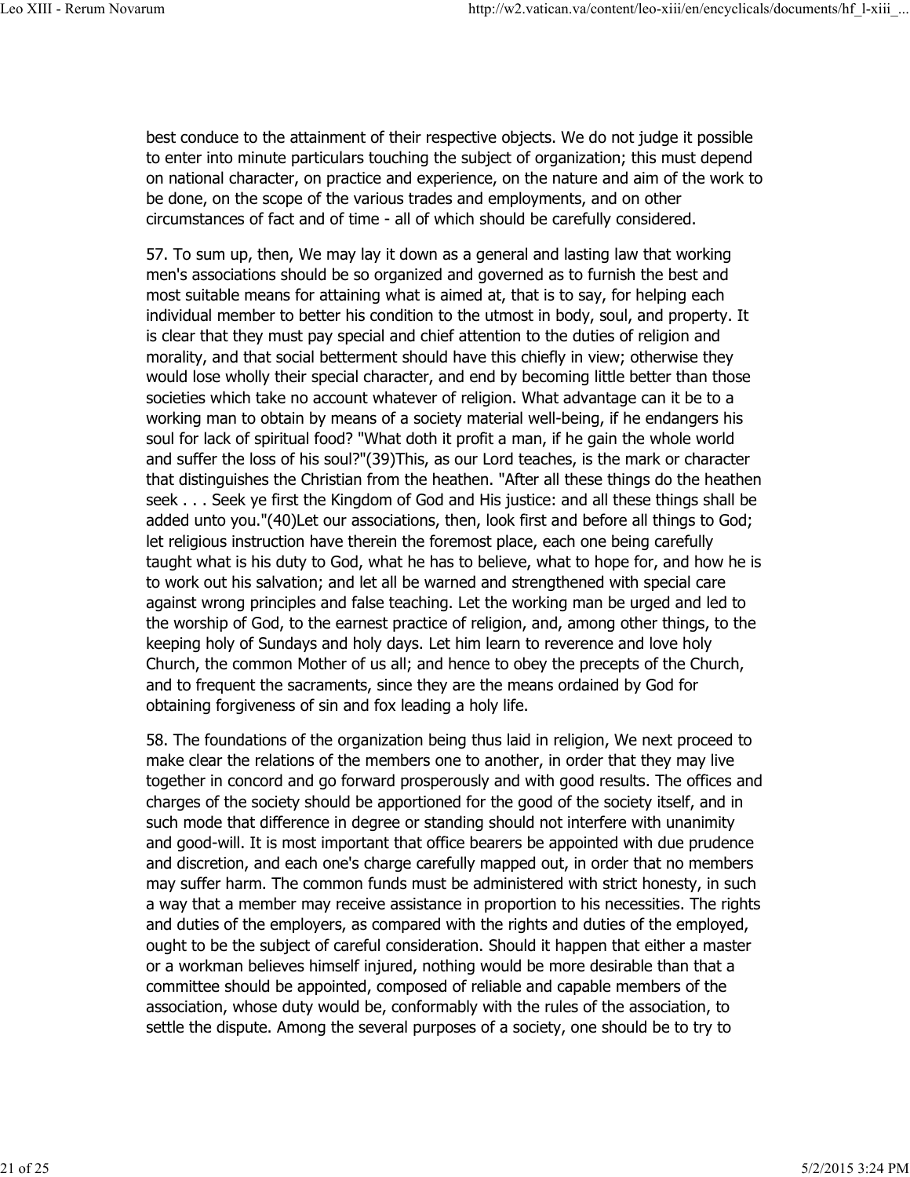best conduce to the attainment of their respective objects. We do not judge it possible to enter into minute particulars touching the subject of organization; this must depend on national character, on practice and experience, on the nature and aim of the work to be done, on the scope of the various trades and employments, and on other circumstances of fact and of time - all of which should be carefully considered.

57. To sum up, then, We may lay it down as a general and lasting law that working men's associations should be so organized and governed as to furnish the best and most suitable means for attaining what is aimed at, that is to say, for helping each individual member to better his condition to the utmost in body, soul, and property. It is clear that they must pay special and chief attention to the duties of religion and morality, and that social betterment should have this chiefly in view; otherwise they would lose wholly their special character, and end by becoming little better than those societies which take no account whatever of religion. What advantage can it be to a working man to obtain by means of a society material well-being, if he endangers his soul for lack of spiritual food? "What doth it profit a man, if he gain the whole world and suffer the loss of his soul?"(39)This, as our Lord teaches, is the mark or character that distinguishes the Christian from the heathen. "After all these things do the heathen seek . . . Seek ye first the Kingdom of God and His justice: and all these things shall be added unto you."(40)Let our associations, then, look first and before all things to God; let religious instruction have therein the foremost place, each one being carefully taught what is his duty to God, what he has to believe, what to hope for, and how he is to work out his salvation; and let all be warned and strengthened with special care against wrong principles and false teaching. Let the working man be urged and led to the worship of God, to the earnest practice of religion, and, among other things, to the keeping holy of Sundays and holy days. Let him learn to reverence and love holy Church, the common Mother of us all; and hence to obey the precepts of the Church, and to frequent the sacraments, since they are the means ordained by God for obtaining forgiveness of sin and fox leading a holy life.

58. The foundations of the organization being thus laid in religion, We next proceed to make clear the relations of the members one to another, in order that they may live together in concord and go forward prosperously and with good results. The offices and charges of the society should be apportioned for the good of the society itself, and in such mode that difference in degree or standing should not interfere with unanimity and good-will. It is most important that office bearers be appointed with due prudence and discretion, and each one's charge carefully mapped out, in order that no members may suffer harm. The common funds must be administered with strict honesty, in such a way that a member may receive assistance in proportion to his necessities. The rights and duties of the employers, as compared with the rights and duties of the employed, ought to be the subject of careful consideration. Should it happen that either a master or a workman believes himself injured, nothing would be more desirable than that a committee should be appointed, composed of reliable and capable members of the association, whose duty would be, conformably with the rules of the association, to settle the dispute. Among the several purposes of a society, one should be to try to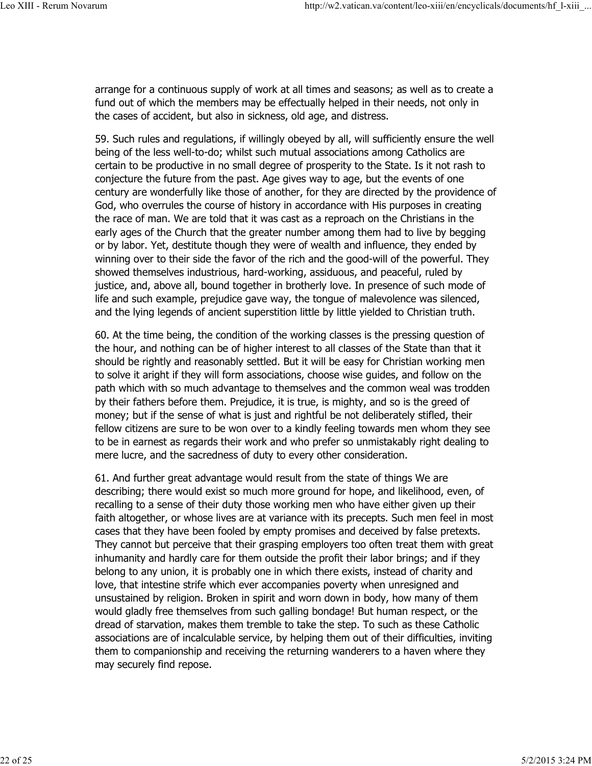arrange for a continuous supply of work at all times and seasons; as well as to create a fund out of which the members may be effectually helped in their needs, not only in the cases of accident, but also in sickness, old age, and distress.

59. Such rules and regulations, if willingly obeyed by all, will sufficiently ensure the well being of the less well-to-do; whilst such mutual associations among Catholics are certain to be productive in no small degree of prosperity to the State. Is it not rash to conjecture the future from the past. Age gives way to age, but the events of one century are wonderfully like those of another, for they are directed by the providence of God, who overrules the course of history in accordance with His purposes in creating the race of man. We are told that it was cast as a reproach on the Christians in the early ages of the Church that the greater number among them had to live by begging or by labor. Yet, destitute though they were of wealth and influence, they ended by winning over to their side the favor of the rich and the good-will of the powerful. They showed themselves industrious, hard-working, assiduous, and peaceful, ruled by justice, and, above all, bound together in brotherly love. In presence of such mode of life and such example, prejudice gave way, the tongue of malevolence was silenced, and the lying legends of ancient superstition little by little yielded to Christian truth.

60. At the time being, the condition of the working classes is the pressing question of the hour, and nothing can be of higher interest to all classes of the State than that it should be rightly and reasonably settled. But it will be easy for Christian working men to solve it aright if they will form associations, choose wise guides, and follow on the path which with so much advantage to themselves and the common weal was trodden by their fathers before them. Prejudice, it is true, is mighty, and so is the greed of money; but if the sense of what is just and rightful be not deliberately stifled, their fellow citizens are sure to be won over to a kindly feeling towards men whom they see to be in earnest as regards their work and who prefer so unmistakably right dealing to mere lucre, and the sacredness of duty to every other consideration.

61. And further great advantage would result from the state of things We are describing; there would exist so much more ground for hope, and likelihood, even, of recalling to a sense of their duty those working men who have either given up their faith altogether, or whose lives are at variance with its precepts. Such men feel in most cases that they have been fooled by empty promises and deceived by false pretexts. They cannot but perceive that their grasping employers too often treat them with great inhumanity and hardly care for them outside the profit their labor brings; and if they belong to any union, it is probably one in which there exists, instead of charity and love, that intestine strife which ever accompanies poverty when unresigned and unsustained by religion. Broken in spirit and worn down in body, how many of them would gladly free themselves from such galling bondage! But human respect, or the dread of starvation, makes them tremble to take the step. To such as these Catholic associations are of incalculable service, by helping them out of their difficulties, inviting them to companionship and receiving the returning wanderers to a haven where they may securely find repose.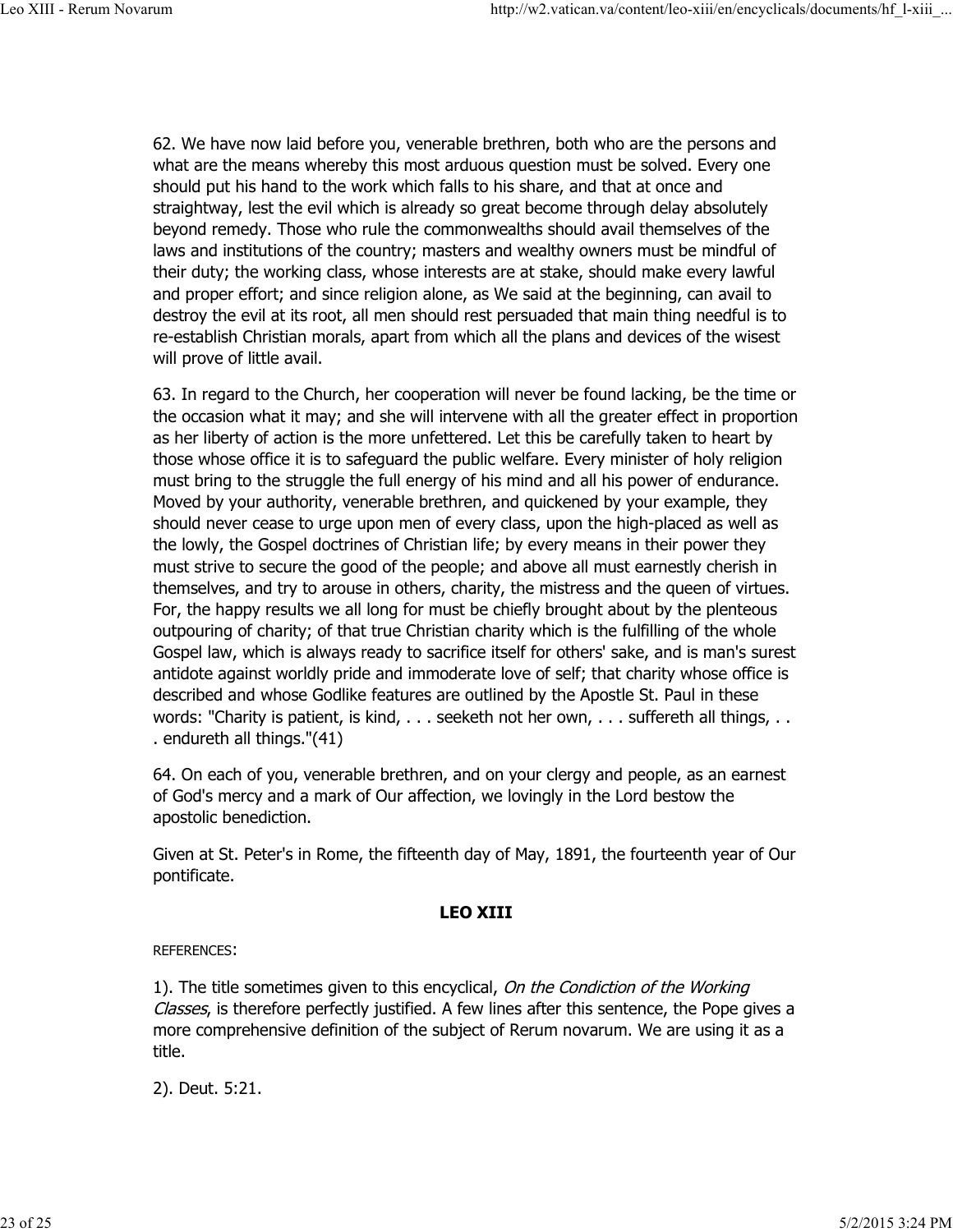62. We have now laid before you, venerable brethren, both who are the persons and what are the means whereby this most arduous question must be solved. Every one should put his hand to the work which falls to his share, and that at once and straightway, lest the evil which is already so great become through delay absolutely beyond remedy. Those who rule the commonwealths should avail themselves of the laws and institutions of the country; masters and wealthy owners must be mindful of their duty; the working class, whose interests are at stake, should make every lawful and proper effort; and since religion alone, as We said at the beginning, can avail to destroy the evil at its root, all men should rest persuaded that main thing needful is to re-establish Christian morals, apart from which all the plans and devices of the wisest will prove of little avail.

63. In regard to the Church, her cooperation will never be found lacking, be the time or the occasion what it may; and she will intervene with all the greater effect in proportion as her liberty of action is the more unfettered. Let this be carefully taken to heart by those whose office it is to safeguard the public welfare. Every minister of holy religion must bring to the struggle the full energy of his mind and all his power of endurance. Moved by your authority, venerable brethren, and quickened by your example, they should never cease to urge upon men of every class, upon the high-placed as well as the lowly, the Gospel doctrines of Christian life; by every means in their power they must strive to secure the good of the people; and above all must earnestly cherish in themselves, and try to arouse in others, charity, the mistress and the queen of virtues. For, the happy results we all long for must be chiefly brought about by the plenteous outpouring of charity; of that true Christian charity which is the fulfilling of the whole Gospel law, which is always ready to sacrifice itself for others' sake, and is man's surest antidote against worldly pride and immoderate love of self; that charity whose office is described and whose Godlike features are outlined by the Apostle St. Paul in these words: "Charity is patient, is kind, . . . seeketh not her own, . . . suffereth all things, . . . endureth all things."(41)

64. On each of you, venerable brethren, and on your clergy and people, as an earnest of God's mercy and a mark of Our affection, we lovingly in the Lord bestow the apostolic benediction.

Given at St. Peter's in Rome, the fifteenth day of May, 1891, the fourteenth year of Our pontificate.

**LEO XIII**

REFERENCES:

1). The title sometimes given to this encyclical, *On the Condiction of the Working Classes*, is therefore perfectly justified. A few lines after this sentence, the Pope gives a more comprehensive definition of the subject of Rerum novarum. We are using it as a title.

2). Deut. 5:21.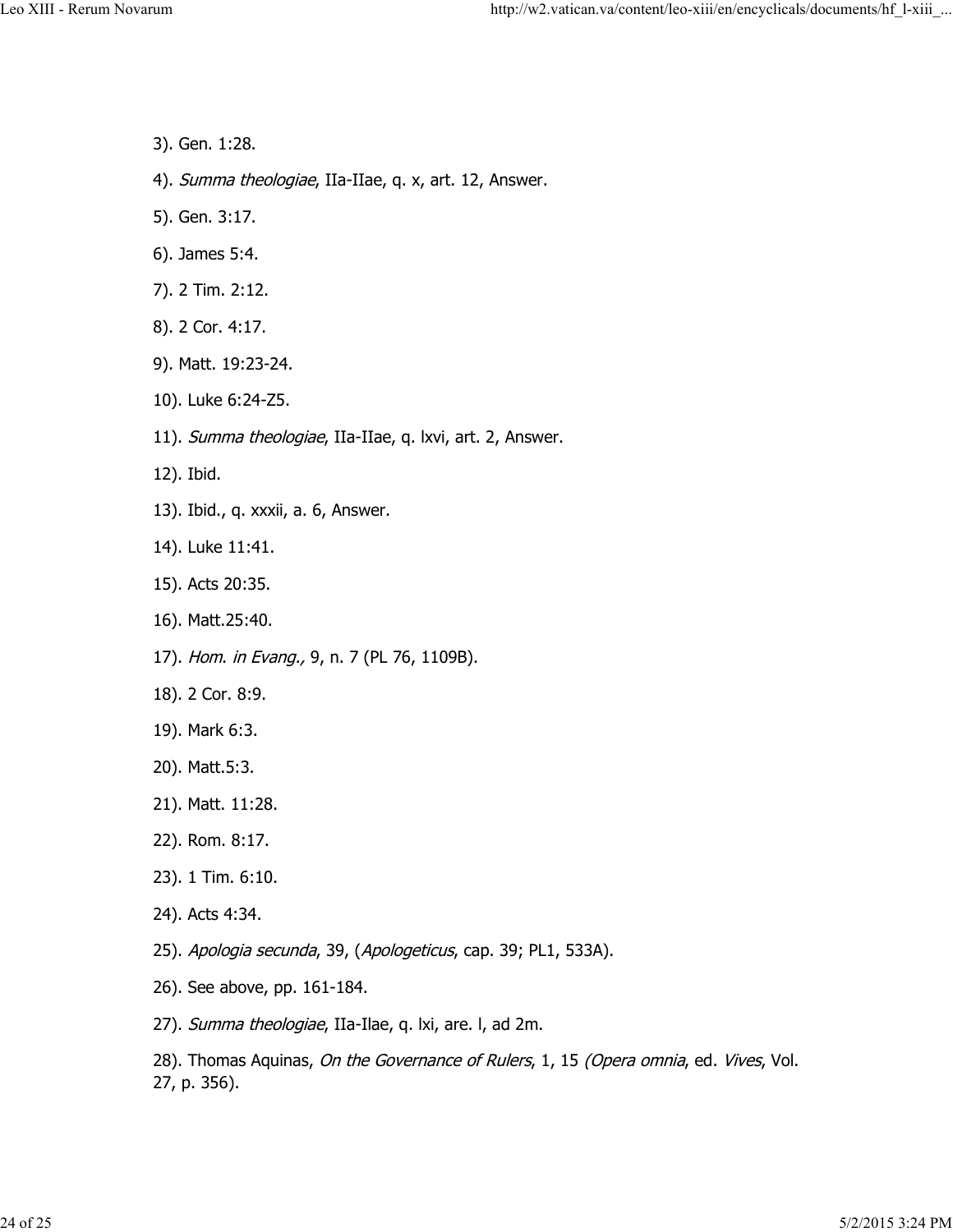3). Gen. 1:28.

4). *Summa theologiae*, IIa-IIae, q. x, art. 12, Answer.

5). Gen. 3:17.

6). James 5:4.

7). 2 Tim. 2:12.

8). 2 Cor. 4:17.

9). Matt. 19:23-24.

10). Luke 6:24-Z5.

11). *Summa theologiae*, IIa-IIae, q. lxvi, art. 2, Answer.

12). Ibid.

13). Ibid., q. xxxii, a. 6, Answer.

14). Luke 11:41.

15). Acts 20:35.

16). Matt.25:40.

17). *Hom. in Evang.,* 9, n. 7 (PL 76, 1109B).

18). 2 Cor. 8:9.

19). Mark 6:3.

20). Matt.5:3.

21). Matt. 11:28.

22). Rom. 8:17.

23). 1 Tim. 6:10.

24). Acts 4:34.

25). *Apologia secunda*, 39, (*Apologeticus*, cap. 39; PL1, 533A).

26). See above, pp. 161-184.

27). *Summa theologiae*, IIa-Ilae, q. lxi, are. l, ad 2m.

28). Thomas Aquinas, *On the Governance of Rulers*, 1, 15 *(Opera omnia*, ed. *Vives*, Vol. 27, p. 356).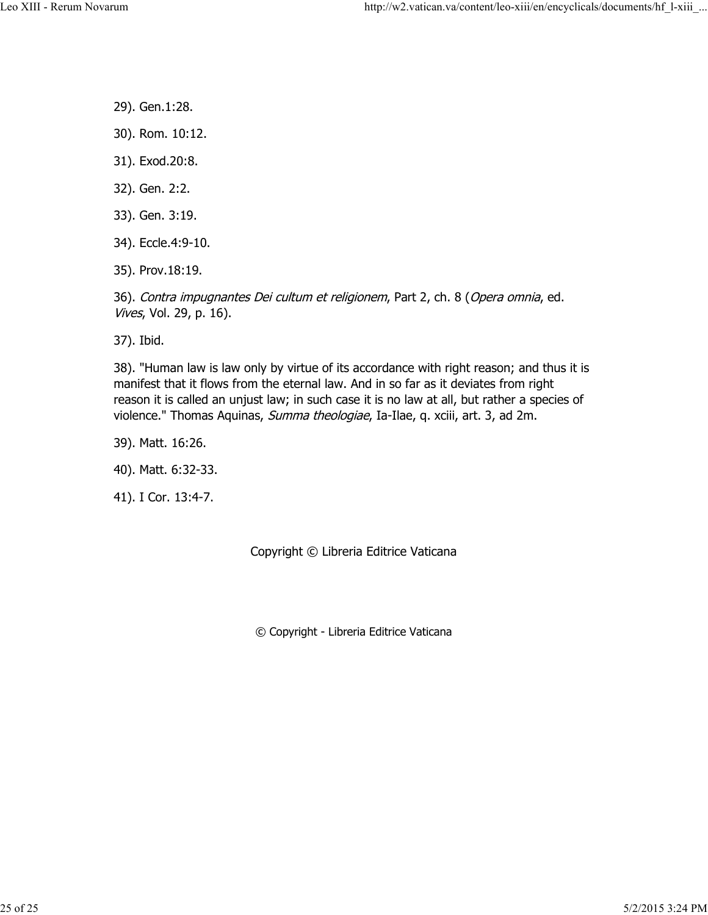29). Gen.1:28.

30). Rom. 10:12.

31). Exod.20:8.

32). Gen. 2:2.

33). Gen. 3:19.

34). Eccle.4:9-10.

35). Prov.18:19.

36). *Contra impugnantes Dei cultum et religionem*, Part 2, ch. 8 (*Opera omnia*, ed. *Vives*, Vol. 29, p. 16).

37). Ibid.

38). "Human law is law only by virtue of its accordance with right reason; and thus it is manifest that it flows from the eternal law. And in so far as it deviates from right reason it is called an unjust law; in such case it is no law at all, but rather a species of violence." Thomas Aquinas, *Summa theologiae*, Ia-IIae, q. xciii, art. 3, ad 2m.

39). Matt. 16:26.

40). Matt. 6:32-33.

41). I Cor. 13:4-7.

Copyright © Libreria Editrice Vaticana

© Copyright - Libreria Editrice Vaticana